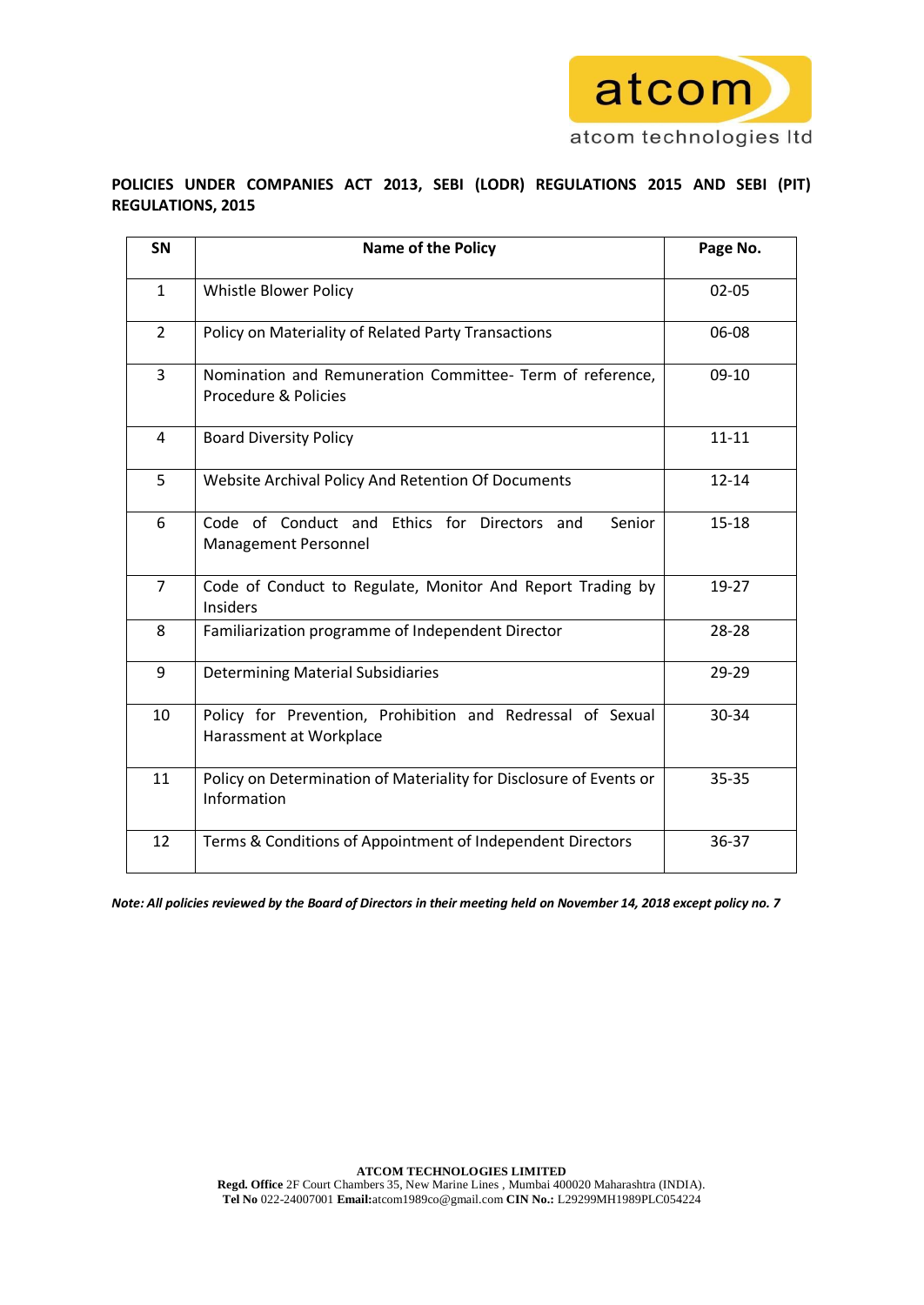atcom

atcom technologies ltd

## POLICIES UNDER COMPANIES ACT 2013, SEBI (LODR) REGULATIONS 2015 AND SEBI (PIT) REGULATIONS, 2015

| SN | Name of the Policy | Page No. |
|---|---|---|
| 1 | Whistle Blower Policy | 02-05 |
| 2 | Policy on Materiality of Related Party Transactions | 06-08 |
| 3 | Nomination and Remuneration Committee- Term of reference, Procedure & Policies | 09-10 |
| 4 | Board Diversity Policy | 11-11 |
| 5 | Website Archival Policy And Retention Of Documents | 12-14 |
| 6 | Code of Conduct and Ethics for Directors and Senior Management Personnel | 15-18 |
| 7 | Code of Conduct to Regulate, Monitor And Report Trading by Insiders | 19-27 |
| 8 | Familiarization programme of Independent Director | 28-28 |
| 9 | Determining Material Subsidiaries | 29-29 |
| 10 | Policy for Prevention, Prohibition and Redressal of Sexual Harassment at Workplace | 30-34 |
| 11 | Policy on Determination of Materiality for Disclosure of Events or Information | 35-35 |
| 12 | Terms & Conditions of Appointment of Independent Directors | 36-37 |

***Note: All policies reviewed by the Board of Directors in their meeting held on November 14, 2018 except policy no. 7***

**ATCOM TECHNOLOGIES LIMITED**
**Regd. Office** 2F Court Chambers 35, New Marine Lines , Mumbai 400020 Maharashtra (INDIA).
**Tel No** 022-24007001 **Email:**atcom1989co@gmail.com **CIN No.:** L29299MH1989PLC054224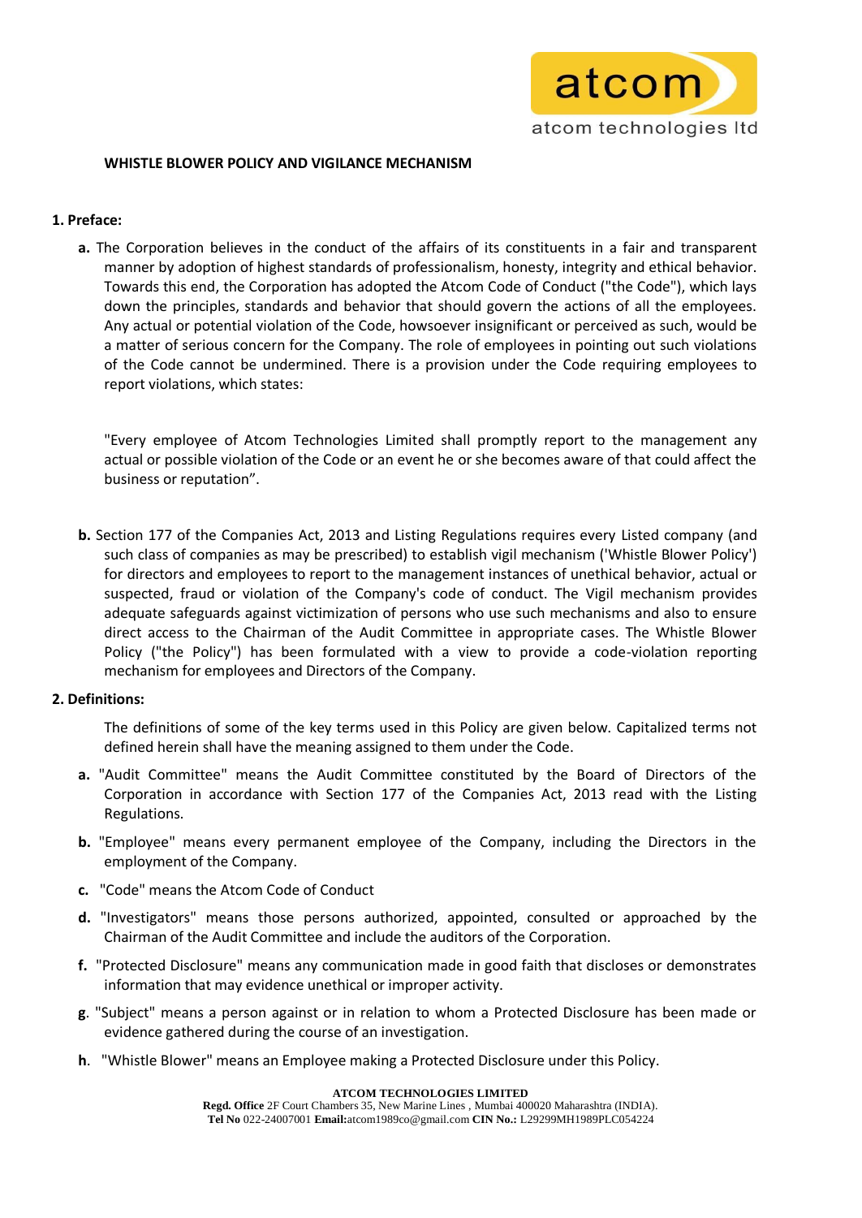**WHISTLE BLOWER POLICY AND VIGILANCE MECHANISM**

**1. Preface:**

**a.** The Corporation believes in the conduct of the affairs of its constituents in a fair and transparent manner by adoption of highest standards of professionalism, honesty, integrity and ethical behavior. Towards this end, the Corporation has adopted the Atcom Code of Conduct ("the Code"), which lays down the principles, standards and behavior that should govern the actions of all the employees. Any actual or potential violation of the Code, howsoever insignificant or perceived as such, would be a matter of serious concern for the Company. The role of employees in pointing out such violations of the Code cannot be undermined. There is a provision under the Code requiring employees to report violations, which states:

"Every employee of Atcom Technologies Limited shall promptly report to the management any actual or possible violation of the Code or an event he or she becomes aware of that could affect the business or reputation".

**b.** Section 177 of the Companies Act, 2013 and Listing Regulations requires every Listed company (and such class of companies as may be prescribed) to establish vigil mechanism ('Whistle Blower Policy') for directors and employees to report to the management instances of unethical behavior, actual or suspected, fraud or violation of the Company's code of conduct. The Vigil mechanism provides adequate safeguards against victimization of persons who use such mechanisms and also to ensure direct access to the Chairman of the Audit Committee in appropriate cases. The Whistle Blower Policy ("the Policy") has been formulated with a view to provide a code-violation reporting mechanism for employees and Directors of the Company.

**2. Definitions:**

The definitions of some of the key terms used in this Policy are given below. Capitalized terms not defined herein shall have the meaning assigned to them under the Code.

**a.** "Audit Committee" means the Audit Committee constituted by the Board of Directors of the Corporation in accordance with Section 177 of the Companies Act, 2013 read with the Listing Regulations.

**b.** "Employee" means every permanent employee of the Company, including the Directors in the employment of the Company.

**c.** "Code" means the Atcom Code of Conduct

**d.** "Investigators" means those persons authorized, appointed, consulted or approached by the Chairman of the Audit Committee and include the auditors of the Corporation.

**f.** "Protected Disclosure" means any communication made in good faith that discloses or demonstrates information that may evidence unethical or improper activity.

**g**. "Subject" means a person against or in relation to whom a Protected Disclosure has been made or evidence gathered during the course of an investigation.

**h**. "Whistle Blower" means an Employee making a Protected Disclosure under this Policy.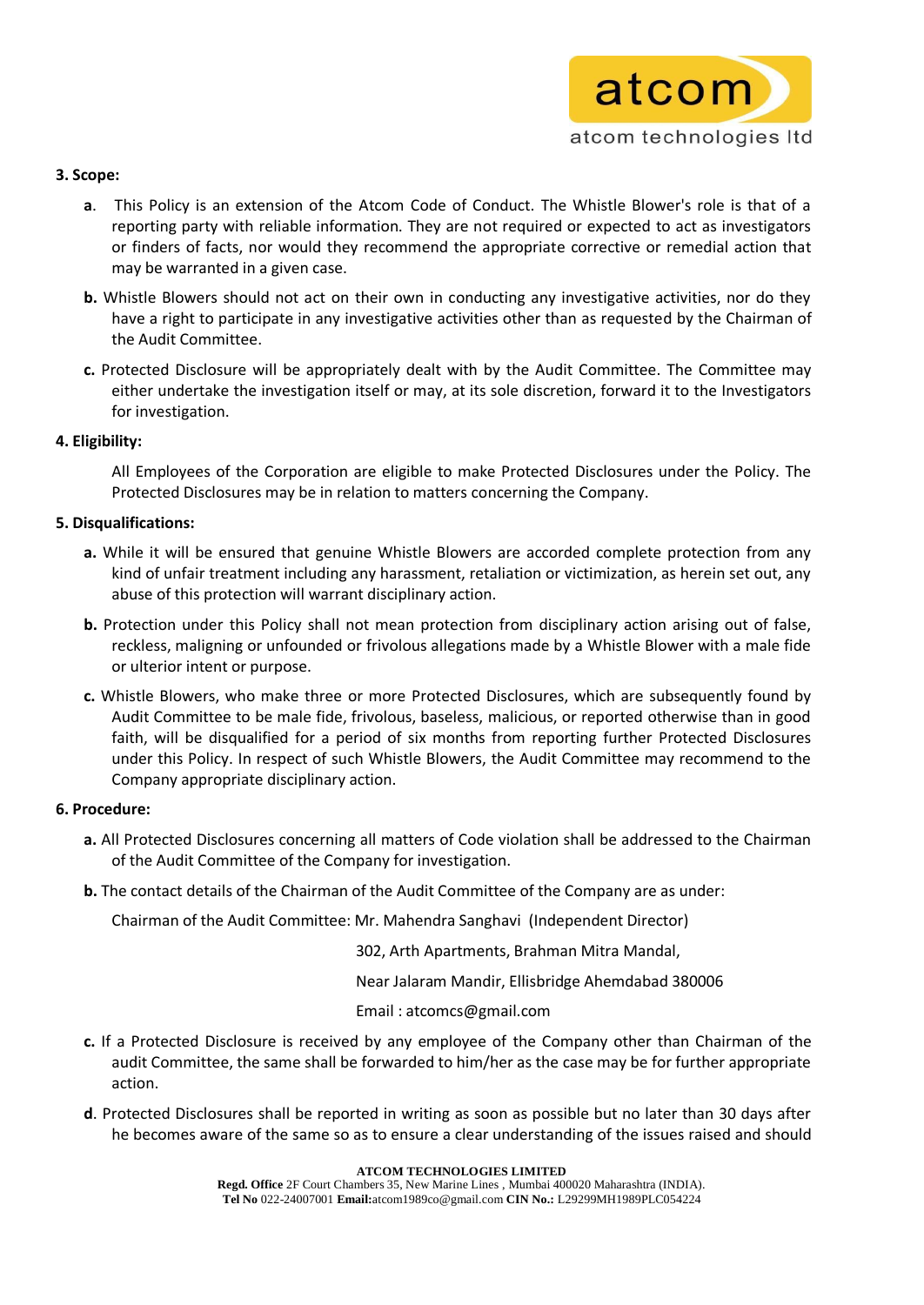**3. Scope:**

**a**. This Policy is an extension of the Atcom Code of Conduct. The Whistle Blower's role is that of a reporting party with reliable information. They are not required or expected to act as investigators or finders of facts, nor would they recommend the appropriate corrective or remedial action that may be warranted in a given case.

**b.** Whistle Blowers should not act on their own in conducting any investigative activities, nor do they have a right to participate in any investigative activities other than as requested by the Chairman of the Audit Committee.

**c.** Protected Disclosure will be appropriately dealt with by the Audit Committee. The Committee may either undertake the investigation itself or may, at its sole discretion, forward it to the Investigators for investigation.

**4. Eligibility:**

All Employees of the Corporation are eligible to make Protected Disclosures under the Policy. The Protected Disclosures may be in relation to matters concerning the Company.

**5. Disqualifications:**

**a.** While it will be ensured that genuine Whistle Blowers are accorded complete protection from any kind of unfair treatment including any harassment, retaliation or victimization, as herein set out, any abuse of this protection will warrant disciplinary action.

**b.** Protection under this Policy shall not mean protection from disciplinary action arising out of false, reckless, maligning or unfounded or frivolous allegations made by a Whistle Blower with a male fide or ulterior intent or purpose.

**c.** Whistle Blowers, who make three or more Protected Disclosures, which are subsequently found by Audit Committee to be male fide, frivolous, baseless, malicious, or reported otherwise than in good faith, will be disqualified for a period of six months from reporting further Protected Disclosures under this Policy. In respect of such Whistle Blowers, the Audit Committee may recommend to the Company appropriate disciplinary action.

**6. Procedure:**

**a.** All Protected Disclosures concerning all matters of Code violation shall be addressed to the Chairman of the Audit Committee of the Company for investigation.

**b.** The contact details of the Chairman of the Audit Committee of the Company are as under:

Chairman of the Audit Committee: Mr. Mahendra Sanghavi (Independent Director)

302, Arth Apartments, Brahman Mitra Mandal,

Near Jalaram Mandir, Ellisbridge Ahemdabad 380006

Email : atcomcs@gmail.com

**c.** If a Protected Disclosure is received by any employee of the Company other than Chairman of the audit Committee, the same shall be forwarded to him/her as the case may be for further appropriate action.

**d**. Protected Disclosures shall be reported in writing as soon as possible but no later than 30 days after he becomes aware of the same so as to ensure a clear understanding of the issues raised and should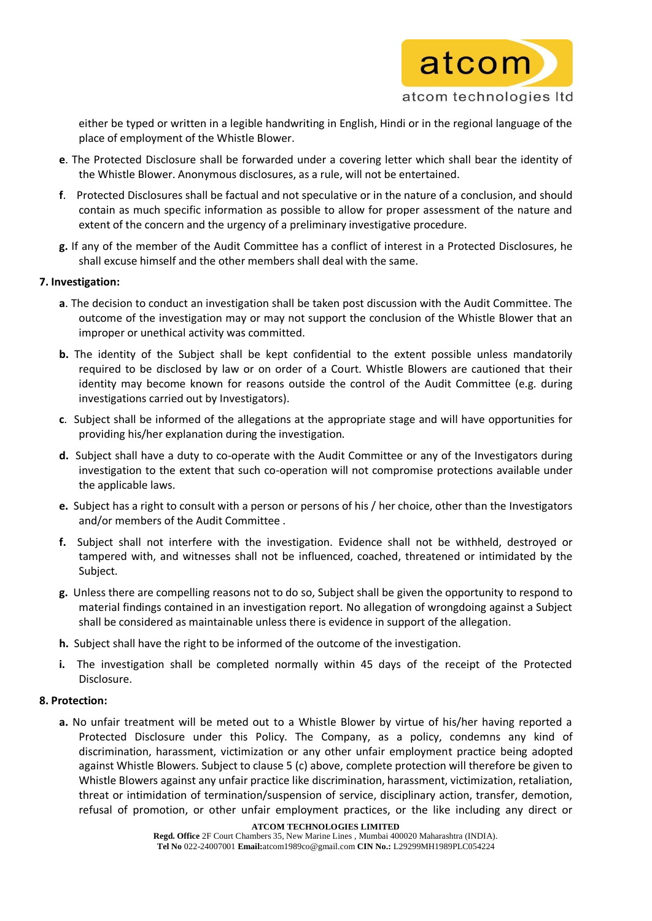either be typed or written in a legible handwriting in English, Hindi or in the regional language of the place of employment of the Whistle Blower.

**e**. The Protected Disclosure shall be forwarded under a covering letter which shall bear the identity of the Whistle Blower. Anonymous disclosures, as a rule, will not be entertained.

**f**. Protected Disclosures shall be factual and not speculative or in the nature of a conclusion, and should contain as much specific information as possible to allow for proper assessment of the nature and extent of the concern and the urgency of a preliminary investigative procedure.

**g.** If any of the member of the Audit Committee has a conflict of interest in a Protected Disclosures, he shall excuse himself and the other members shall deal with the same.

**7. Investigation:**

**a**. The decision to conduct an investigation shall be taken post discussion with the Audit Committee. The outcome of the investigation may or may not support the conclusion of the Whistle Blower that an improper or unethical activity was committed.

**b.** The identity of the Subject shall be kept confidential to the extent possible unless mandatorily required to be disclosed by law or on order of a Court. Whistle Blowers are cautioned that their identity may become known for reasons outside the control of the Audit Committee (e.g. during investigations carried out by Investigators).

**c**. Subject shall be informed of the allegations at the appropriate stage and will have opportunities for providing his/her explanation during the investigation.

**d.** Subject shall have a duty to co-operate with the Audit Committee or any of the Investigators during investigation to the extent that such co-operation will not compromise protections available under the applicable laws.

**e.** Subject has a right to consult with a person or persons of his / her choice, other than the Investigators and/or members of the Audit Committee .

**f.** Subject shall not interfere with the investigation. Evidence shall not be withheld, destroyed or tampered with, and witnesses shall not be influenced, coached, threatened or intimidated by the Subject.

**g.** Unless there are compelling reasons not to do so, Subject shall be given the opportunity to respond to material findings contained in an investigation report. No allegation of wrongdoing against a Subject shall be considered as maintainable unless there is evidence in support of the allegation.

**h.** Subject shall have the right to be informed of the outcome of the investigation.

**i.** The investigation shall be completed normally within 45 days of the receipt of the Protected Disclosure.

**8. Protection:**

**a.** No unfair treatment will be meted out to a Whistle Blower by virtue of his/her having reported a Protected Disclosure under this Policy. The Company, as a policy, condemns any kind of discrimination, harassment, victimization or any other unfair employment practice being adopted against Whistle Blowers. Subject to clause 5 (c) above, complete protection will therefore be given to Whistle Blowers against any unfair practice like discrimination, harassment, victimization, retaliation, threat or intimidation of termination/suspension of service, disciplinary action, transfer, demotion, refusal of promotion, or other unfair employment practices, or the like including any direct or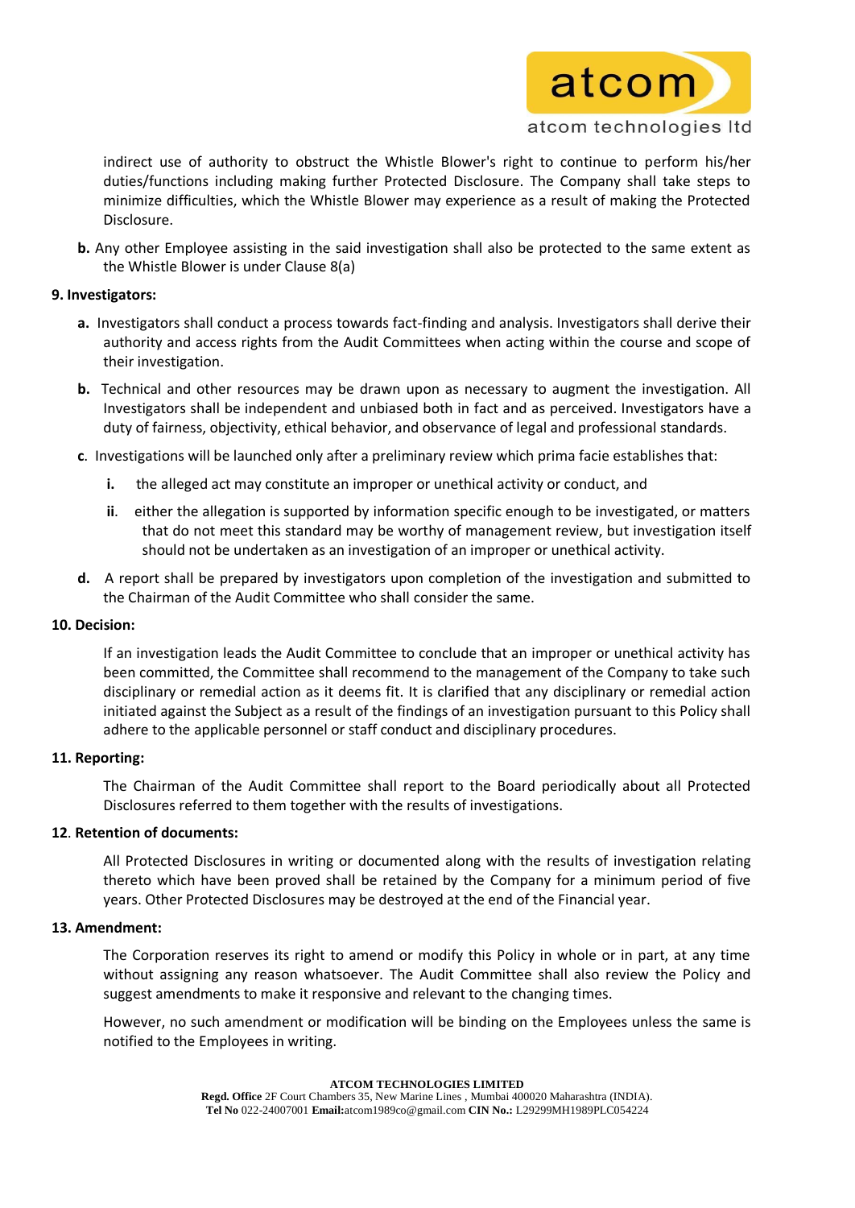indirect use of authority to obstruct the Whistle Blower's right to continue to perform his/her duties/functions including making further Protected Disclosure. The Company shall take steps to minimize difficulties, which the Whistle Blower may experience as a result of making the Protected Disclosure.

**b.** Any other Employee assisting in the said investigation shall also be protected to the same extent as the Whistle Blower is under Clause 8(a)

**9. Investigators:**

**a.** Investigators shall conduct a process towards fact-finding and analysis. Investigators shall derive their authority and access rights from the Audit Committees when acting within the course and scope of their investigation.

**b.** Technical and other resources may be drawn upon as necessary to augment the investigation. All Investigators shall be independent and unbiased both in fact and as perceived. Investigators have a duty of fairness, objectivity, ethical behavior, and observance of legal and professional standards.

**c**. Investigations will be launched only after a preliminary review which prima facie establishes that:

**i.** the alleged act may constitute an improper or unethical activity or conduct, and

**ii**. either the allegation is supported by information specific enough to be investigated, or matters that do not meet this standard may be worthy of management review, but investigation itself should not be undertaken as an investigation of an improper or unethical activity.

**d.** A report shall be prepared by investigators upon completion of the investigation and submitted to the Chairman of the Audit Committee who shall consider the same.

**10. Decision:**

If an investigation leads the Audit Committee to conclude that an improper or unethical activity has been committed, the Committee shall recommend to the management of the Company to take such disciplinary or remedial action as it deems fit. It is clarified that any disciplinary or remedial action initiated against the Subject as a result of the findings of an investigation pursuant to this Policy shall adhere to the applicable personnel or staff conduct and disciplinary procedures.

**11. Reporting:**

The Chairman of the Audit Committee shall report to the Board periodically about all Protected Disclosures referred to them together with the results of investigations.

**12**. **Retention of documents:**

All Protected Disclosures in writing or documented along with the results of investigation relating thereto which have been proved shall be retained by the Company for a minimum period of five years. Other Protected Disclosures may be destroyed at the end of the Financial year.

**13. Amendment:**

The Corporation reserves its right to amend or modify this Policy in whole or in part, at any time without assigning any reason whatsoever. The Audit Committee shall also review the Policy and suggest amendments to make it responsive and relevant to the changing times.

However, no such amendment or modification will be binding on the Employees unless the same is notified to the Employees in writing.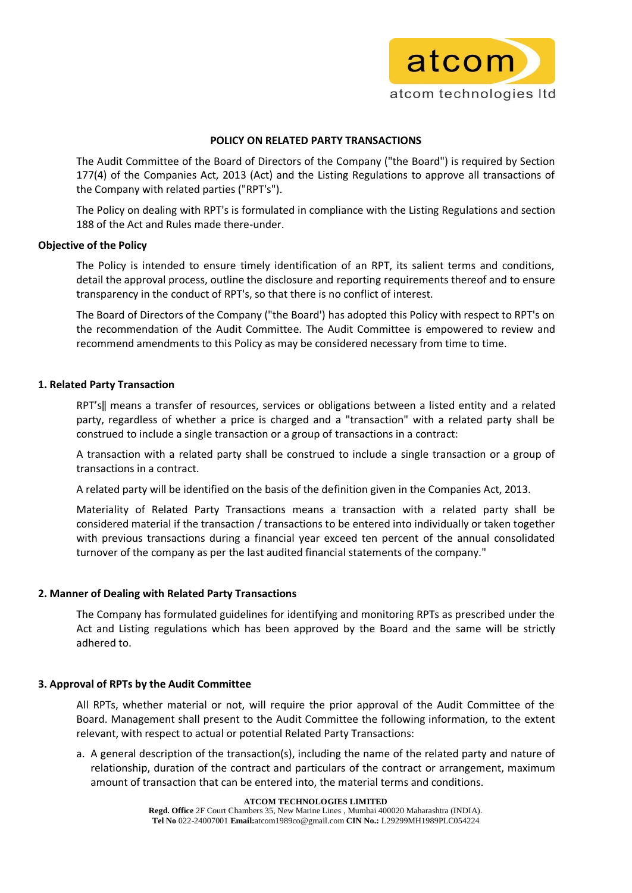## POLICY ON RELATED PARTY TRANSACTIONS

The Audit Committee of the Board of Directors of the Company ("the Board") is required by Section 177(4) of the Companies Act, 2013 (Act) and the Listing Regulations to approve all transactions of the Company with related parties ("RPT's").

The Policy on dealing with RPT's is formulated in compliance with the Listing Regulations and section 188 of the Act and Rules made there-under.

### Objective of the Policy

The Policy is intended to ensure timely identification of an RPT, its salient terms and conditions, detail the approval process, outline the disclosure and reporting requirements thereof and to ensure transparency in the conduct of RPT's, so that there is no conflict of interest.

The Board of Directors of the Company ("the Board') has adopted this Policy with respect to RPT's on the recommendation of the Audit Committee. The Audit Committee is empowered to review and recommend amendments to this Policy as may be considered necessary from time to time.

### 1. Related Party Transaction

RPT's‖ means a transfer of resources, services or obligations between a listed entity and a related party, regardless of whether a price is charged and a "transaction" with a related party shall be construed to include a single transaction or a group of transactions in a contract:

A transaction with a related party shall be construed to include a single transaction or a group of transactions in a contract.

A related party will be identified on the basis of the definition given in the Companies Act, 2013.

Materiality of Related Party Transactions means a transaction with a related party shall be considered material if the transaction / transactions to be entered into individually or taken together with previous transactions during a financial year exceed ten percent of the annual consolidated turnover of the company as per the last audited financial statements of the company."

### 2. Manner of Dealing with Related Party Transactions

The Company has formulated guidelines for identifying and monitoring RPTs as prescribed under the Act and Listing regulations which has been approved by the Board and the same will be strictly adhered to.

### 3. Approval of RPTs by the Audit Committee

All RPTs, whether material or not, will require the prior approval of the Audit Committee of the Board. Management shall present to the Audit Committee the following information, to the extent relevant, with respect to actual or potential Related Party Transactions:

a. A general description of the transaction(s), including the name of the related party and nature of relationship, duration of the contract and particulars of the contract or arrangement, maximum amount of transaction that can be entered into, the material terms and conditions.

**ATCOM TECHNOLOGIES LIMITED**
**Regd. Office** 2F Court Chambers 35, New Marine Lines , Mumbai 400020 Maharashtra (INDIA).
**Tel No** 022-24007001 **Email:**atcom1989co@gmail.com **CIN No.:** L29299MH1989PLC054224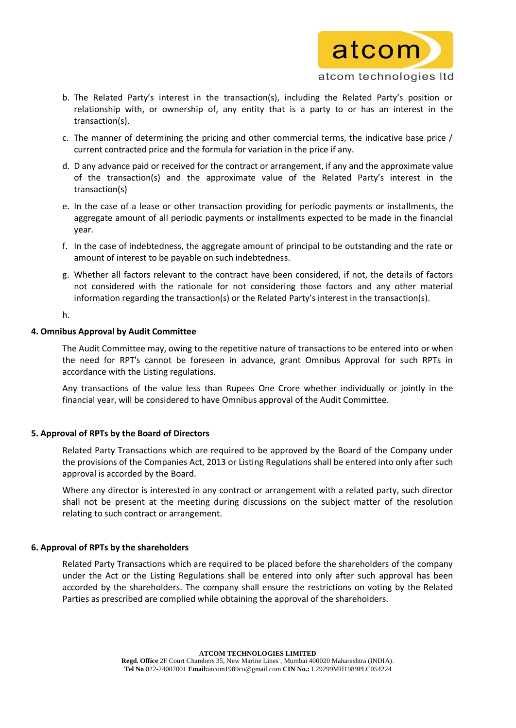b. The Related Party's interest in the transaction(s), including the Related Party's position or relationship with, or ownership of, any entity that is a party to or has an interest in the transaction(s).

c. The manner of determining the pricing and other commercial terms, the indicative base price / current contracted price and the formula for variation in the price if any.

d. D any advance paid or received for the contract or arrangement, if any and the approximate value of the transaction(s) and the approximate value of the Related Party's interest in the transaction(s)

e. In the case of a lease or other transaction providing for periodic payments or installments, the aggregate amount of all periodic payments or installments expected to be made in the financial year.

f. In the case of indebtedness, the aggregate amount of principal to be outstanding and the rate or amount of interest to be payable on such indebtedness.

g. Whether all factors relevant to the contract have been considered, if not, the details of factors not considered with the rationale for not considering those factors and any other material information regarding the transaction(s) or the Related Party's interest in the transaction(s).

h.

**4. Omnibus Approval by Audit Committee**

The Audit Committee may, owing to the repetitive nature of transactions to be entered into or when the need for RPT's cannot be foreseen in advance, grant Omnibus Approval for such RPTs in accordance with the Listing regulations.

Any transactions of the value less than Rupees One Crore whether individually or jointly in the financial year, will be considered to have Omnibus approval of the Audit Committee.

**5. Approval of RPTs by the Board of Directors**

Related Party Transactions which are required to be approved by the Board of the Company under the provisions of the Companies Act, 2013 or Listing Regulations shall be entered into only after such approval is accorded by the Board.

Where any director is interested in any contract or arrangement with a related party, such director shall not be present at the meeting during discussions on the subject matter of the resolution relating to such contract or arrangement.

**6. Approval of RPTs by the shareholders**

Related Party Transactions which are required to be placed before the shareholders of the company under the Act or the Listing Regulations shall be entered into only after such approval has been accorded by the shareholders. The company shall ensure the restrictions on voting by the Related Parties as prescribed are complied while obtaining the approval of the shareholders.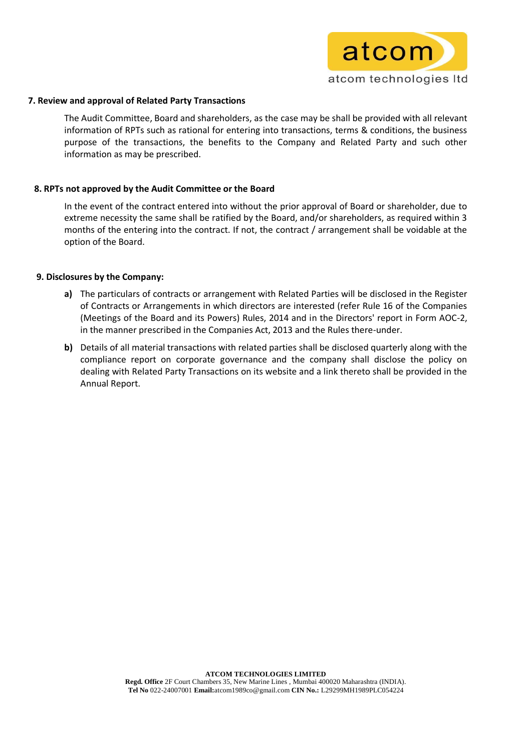## 7. Review and approval of Related Party Transactions

The Audit Committee, Board and shareholders, as the case may be shall be provided with all relevant information of RPTs such as rational for entering into transactions, terms & conditions, the business purpose of the transactions, the benefits to the Company and Related Party and such other information as may be prescribed.

## 8. RPTs not approved by the Audit Committee or the Board

In the event of the contract entered into without the prior approval of Board or shareholder, due to extreme necessity the same shall be ratified by the Board, and/or shareholders, as required within 3 months of the entering into the contract. If not, the contract / arrangement shall be voidable at the option of the Board.

## 9. Disclosures by the Company:

**a)** The particulars of contracts or arrangement with Related Parties will be disclosed in the Register of Contracts or Arrangements in which directors are interested (refer Rule 16 of the Companies (Meetings of the Board and its Powers) Rules, 2014 and in the Directors' report in Form AOC-2, in the manner prescribed in the Companies Act, 2013 and the Rules there-under.

**b)** Details of all material transactions with related parties shall be disclosed quarterly along with the compliance report on corporate governance and the company shall disclose the policy on dealing with Related Party Transactions on its website and a link thereto shall be provided in the Annual Report.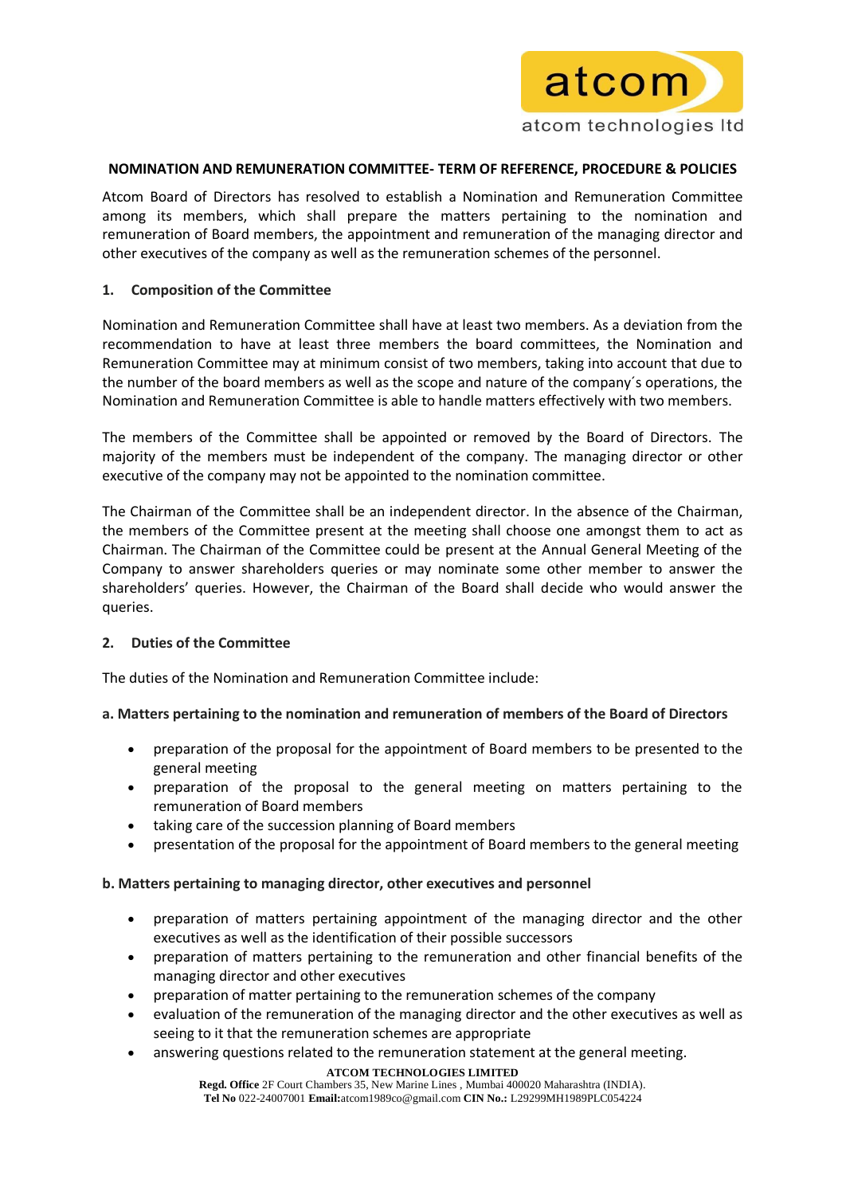## NOMINATION AND REMUNERATION COMMITTEE- TERM OF REFERENCE, PROCEDURE & POLICIES

Atcom Board of Directors has resolved to establish a Nomination and Remuneration Committee among its members, which shall prepare the matters pertaining to the nomination and remuneration of Board members, the appointment and remuneration of the managing director and other executives of the company as well as the remuneration schemes of the personnel.

### 1. Composition of the Committee

Nomination and Remuneration Committee shall have at least two members. As a deviation from the recommendation to have at least three members the board committees, the Nomination and Remuneration Committee may at minimum consist of two members, taking into account that due to the number of the board members as well as the scope and nature of the company´s operations, the Nomination and Remuneration Committee is able to handle matters effectively with two members.

The members of the Committee shall be appointed or removed by the Board of Directors. The majority of the members must be independent of the company. The managing director or other executive of the company may not be appointed to the nomination committee.

The Chairman of the Committee shall be an independent director. In the absence of the Chairman, the members of the Committee present at the meeting shall choose one amongst them to act as Chairman. The Chairman of the Committee could be present at the Annual General Meeting of the Company to answer shareholders queries or may nominate some other member to answer the shareholders' queries. However, the Chairman of the Board shall decide who would answer the queries.

### 2. Duties of the Committee

The duties of the Nomination and Remuneration Committee include:

**a. Matters pertaining to the nomination and remuneration of members of the Board of Directors**

- preparation of the proposal for the appointment of Board members to be presented to the general meeting
- preparation of the proposal to the general meeting on matters pertaining to the remuneration of Board members
- taking care of the succession planning of Board members
- presentation of the proposal for the appointment of Board members to the general meeting

**b. Matters pertaining to managing director, other executives and personnel**

- preparation of matters pertaining appointment of the managing director and the other executives as well as the identification of their possible successors
- preparation of matters pertaining to the remuneration and other financial benefits of the managing director and other executives
- preparation of matter pertaining to the remuneration schemes of the company
- evaluation of the remuneration of the managing director and the other executives as well as seeing to it that the remuneration schemes are appropriate
- answering questions related to the remuneration statement at the general meeting.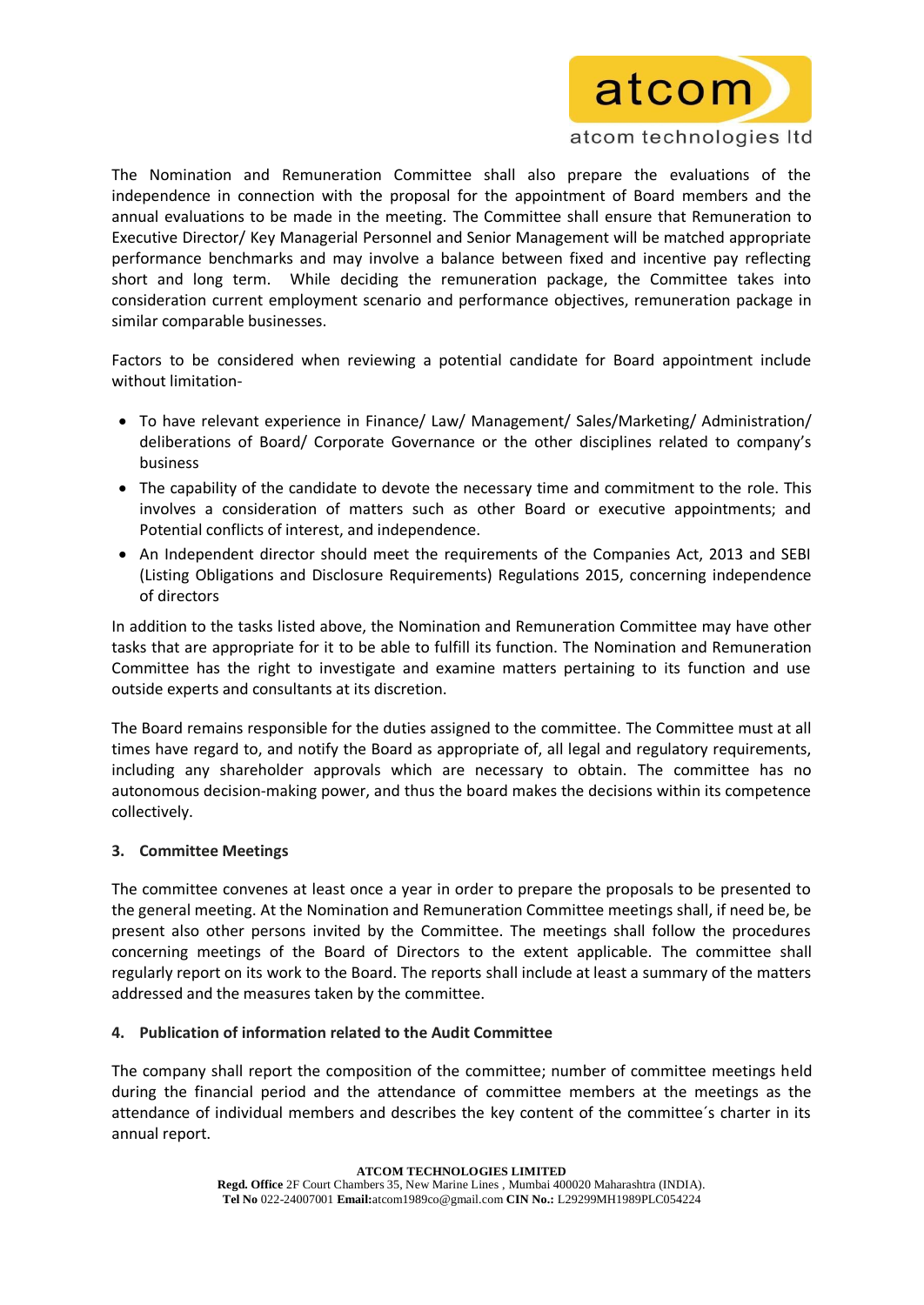The Nomination and Remuneration Committee shall also prepare the evaluations of the independence in connection with the proposal for the appointment of Board members and the annual evaluations to be made in the meeting. The Committee shall ensure that Remuneration to Executive Director/ Key Managerial Personnel and Senior Management will be matched appropriate performance benchmarks and may involve a balance between fixed and incentive pay reflecting short and long term. While deciding the remuneration package, the Committee takes into consideration current employment scenario and performance objectives, remuneration package in similar comparable businesses.

Factors to be considered when reviewing a potential candidate for Board appointment include without limitation-

- To have relevant experience in Finance/ Law/ Management/ Sales/Marketing/ Administration/ deliberations of Board/ Corporate Governance or the other disciplines related to company's business
- The capability of the candidate to devote the necessary time and commitment to the role. This involves a consideration of matters such as other Board or executive appointments; and Potential conflicts of interest, and independence.
- An Independent director should meet the requirements of the Companies Act, 2013 and SEBI (Listing Obligations and Disclosure Requirements) Regulations 2015, concerning independence of directors

In addition to the tasks listed above, the Nomination and Remuneration Committee may have other tasks that are appropriate for it to be able to fulfill its function. The Nomination and Remuneration Committee has the right to investigate and examine matters pertaining to its function and use outside experts and consultants at its discretion.

The Board remains responsible for the duties assigned to the committee. The Committee must at all times have regard to, and notify the Board as appropriate of, all legal and regulatory requirements, including any shareholder approvals which are necessary to obtain. The committee has no autonomous decision-making power, and thus the board makes the decisions within its competence collectively.

### 3. Committee Meetings

The committee convenes at least once a year in order to prepare the proposals to be presented to the general meeting. At the Nomination and Remuneration Committee meetings shall, if need be, be present also other persons invited by the Committee. The meetings shall follow the procedures concerning meetings of the Board of Directors to the extent applicable. The committee shall regularly report on its work to the Board. The reports shall include at least a summary of the matters addressed and the measures taken by the committee.

### 4. Publication of information related to the Audit Committee

The company shall report the composition of the committee; number of committee meetings held during the financial period and the attendance of committee members at the meetings as the attendance of individual members and describes the key content of the committee´s charter in its annual report.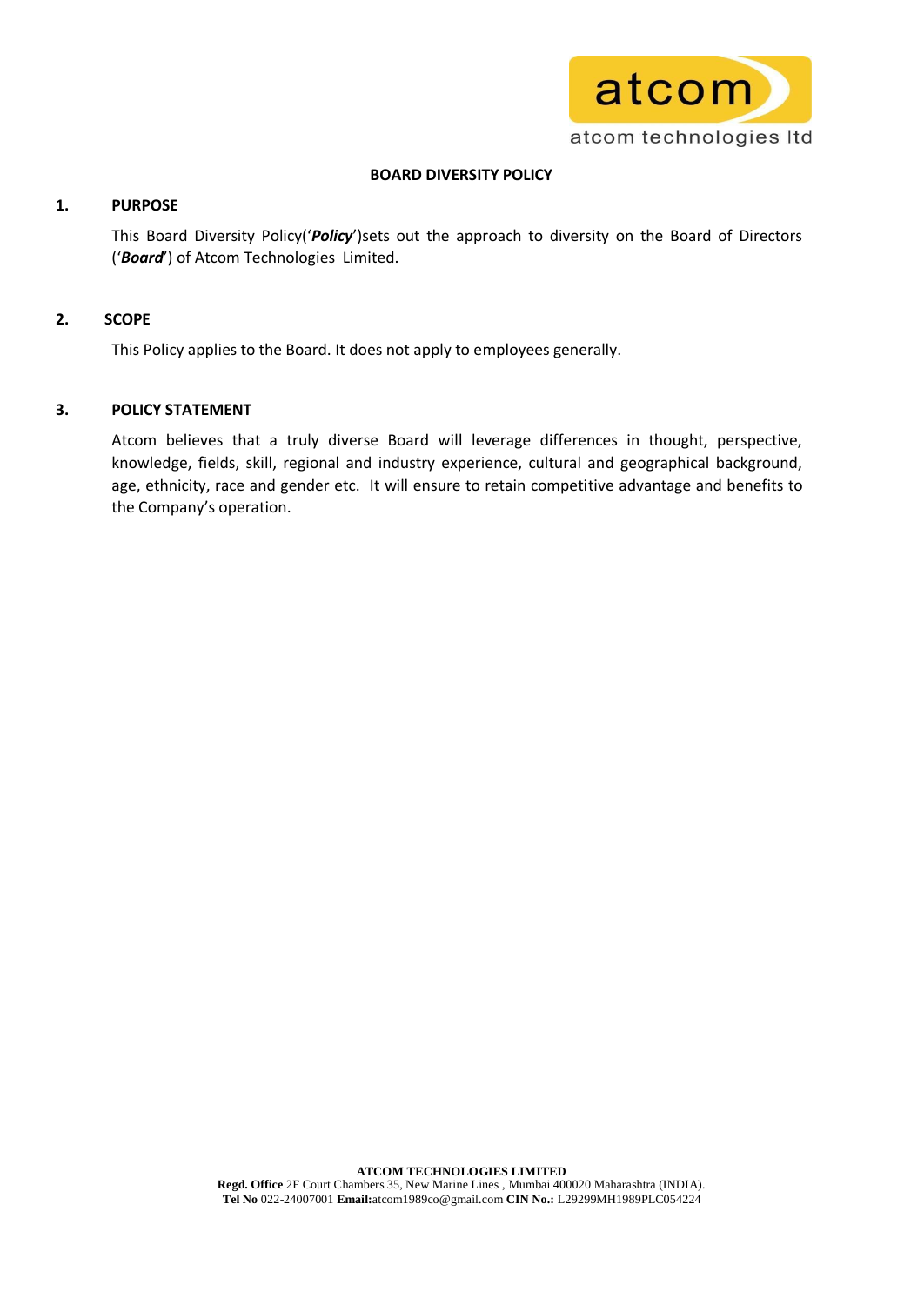**BOARD DIVERSITY POLICY**

**1. PURPOSE**

This Board Diversity Policy('***Policy***')sets out the approach to diversity on the Board of Directors ('***Board***') of Atcom Technologies Limited.

**2. SCOPE**

This Policy applies to the Board. It does not apply to employees generally.

**3. POLICY STATEMENT**

Atcom believes that a truly diverse Board will leverage differences in thought, perspective, knowledge, fields, skill, regional and industry experience, cultural and geographical background, age, ethnicity, race and gender etc. It will ensure to retain competitive advantage and benefits to the Company's operation.

**ATCOM TECHNOLOGIES LIMITED**
**Regd. Office** 2F Court Chambers 35, New Marine Lines , Mumbai 400020 Maharashtra (INDIA).
**Tel No** 022-24007001 **Email:**atcom1989co@gmail.com **CIN No.:** L29299MH1989PLC054224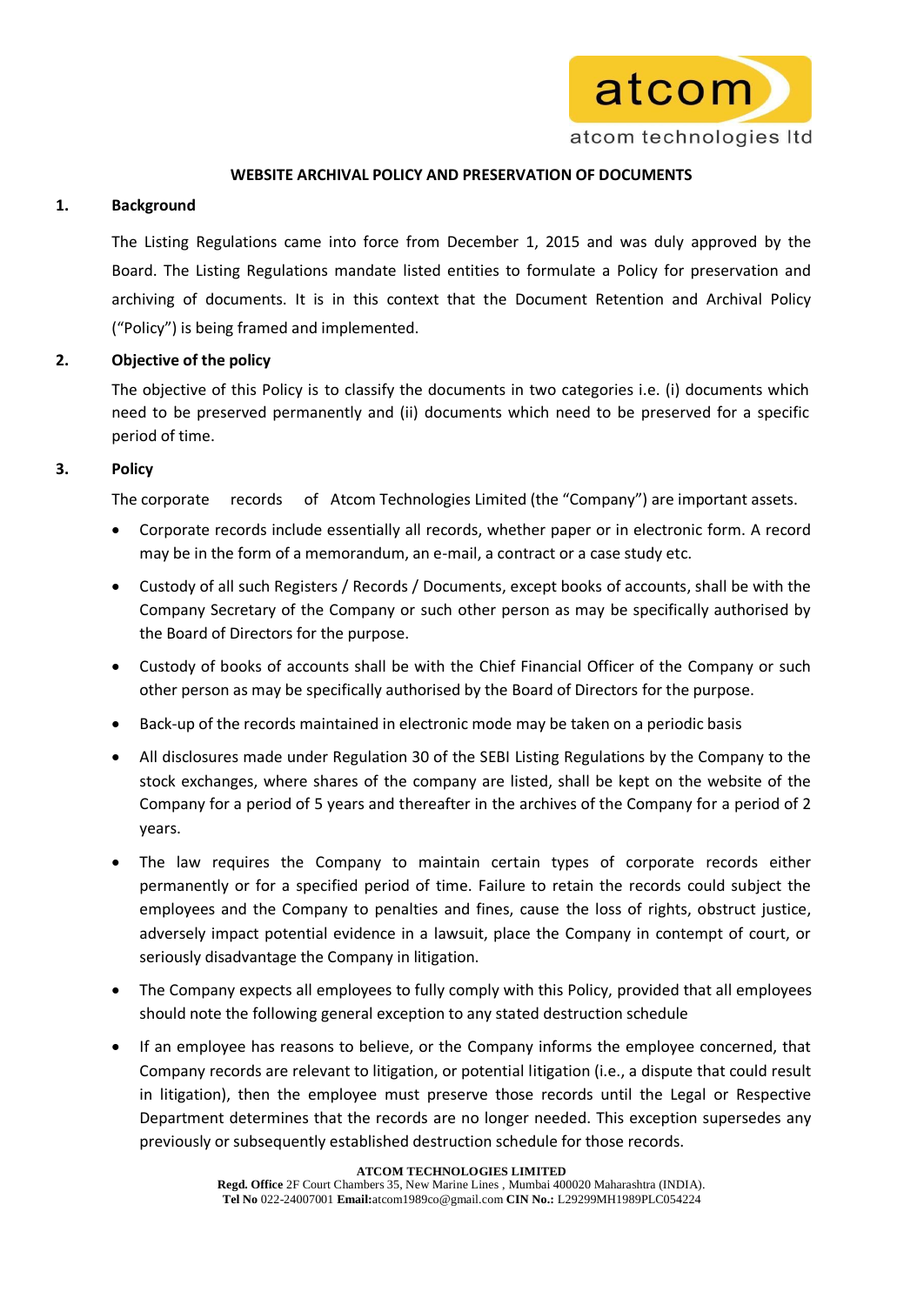## WEBSITE ARCHIVAL POLICY AND PRESERVATION OF DOCUMENTS

### 1. Background

The Listing Regulations came into force from December 1, 2015 and was duly approved by the Board. The Listing Regulations mandate listed entities to formulate a Policy for preservation and archiving of documents. It is in this context that the Document Retention and Archival Policy ("Policy") is being framed and implemented.

### 2. Objective of the policy

The objective of this Policy is to classify the documents in two categories i.e. (i) documents which need to be preserved permanently and (ii) documents which need to be preserved for a specific period of time.

### 3. Policy

The corporate records of Atcom Technologies Limited (the "Company") are important assets.

- Corporate records include essentially all records, whether paper or in electronic form. A record may be in the form of a memorandum, an e-mail, a contract or a case study etc.
- Custody of all such Registers / Records / Documents, except books of accounts, shall be with the Company Secretary of the Company or such other person as may be specifically authorised by the Board of Directors for the purpose.
- Custody of books of accounts shall be with the Chief Financial Officer of the Company or such other person as may be specifically authorised by the Board of Directors for the purpose.
- Back-up of the records maintained in electronic mode may be taken on a periodic basis
- All disclosures made under Regulation 30 of the SEBI Listing Regulations by the Company to the stock exchanges, where shares of the company are listed, shall be kept on the website of the Company for a period of 5 years and thereafter in the archives of the Company for a period of 2 years.
- The law requires the Company to maintain certain types of corporate records either permanently or for a specified period of time. Failure to retain the records could subject the employees and the Company to penalties and fines, cause the loss of rights, obstruct justice, adversely impact potential evidence in a lawsuit, place the Company in contempt of court, or seriously disadvantage the Company in litigation.
- The Company expects all employees to fully comply with this Policy, provided that all employees should note the following general exception to any stated destruction schedule
- If an employee has reasons to believe, or the Company informs the employee concerned, that Company records are relevant to litigation, or potential litigation (i.e., a dispute that could result in litigation), then the employee must preserve those records until the Legal or Respective Department determines that the records are no longer needed. This exception supersedes any previously or subsequently established destruction schedule for those records.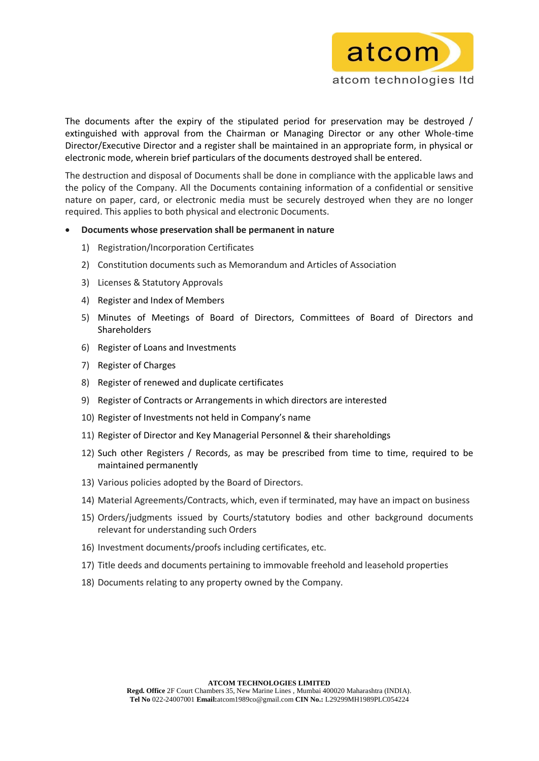The documents after the expiry of the stipulated period for preservation may be destroyed / extinguished with approval from the Chairman or Managing Director or any other Whole-time Director/Executive Director and a register shall be maintained in an appropriate form, in physical or electronic mode, wherein brief particulars of the documents destroyed shall be entered.

The destruction and disposal of Documents shall be done in compliance with the applicable laws and the policy of the Company. All the Documents containing information of a confidential or sensitive nature on paper, card, or electronic media must be securely destroyed when they are no longer required. This applies to both physical and electronic Documents.

- **Documents whose preservation shall be permanent in nature**

  1) Registration/Incorporation Certificates
  2) Constitution documents such as Memorandum and Articles of Association
  3) Licenses & Statutory Approvals
  4) Register and Index of Members
  5) Minutes of Meetings of Board of Directors, Committees of Board of Directors and Shareholders
  6) Register of Loans and Investments
  7) Register of Charges
  8) Register of renewed and duplicate certificates
  9) Register of Contracts or Arrangements in which directors are interested
  10) Register of Investments not held in Company's name
  11) Register of Director and Key Managerial Personnel & their shareholdings
  12) Such other Registers / Records, as may be prescribed from time to time, required to be maintained permanently
  13) Various policies adopted by the Board of Directors.
  14) Material Agreements/Contracts, which, even if terminated, may have an impact on business
  15) Orders/judgments issued by Courts/statutory bodies and other background documents relevant for understanding such Orders
  16) Investment documents/proofs including certificates, etc.
  17) Title deeds and documents pertaining to immovable freehold and leasehold properties
  18) Documents relating to any property owned by the Company.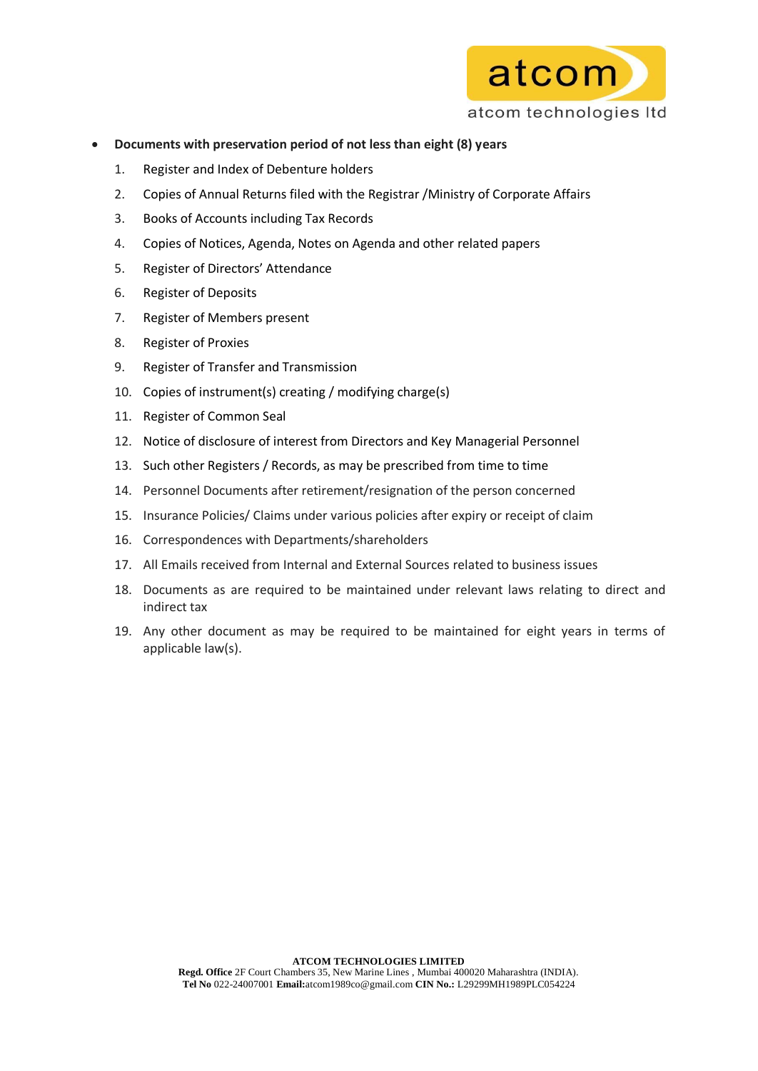- **Documents with preservation period of not less than eight (8) years**

  1. Register and Index of Debenture holders
  2. Copies of Annual Returns filed with the Registrar /Ministry of Corporate Affairs
  3. Books of Accounts including Tax Records
  4. Copies of Notices, Agenda, Notes on Agenda and other related papers
  5. Register of Directors' Attendance
  6. Register of Deposits
  7. Register of Members present
  8. Register of Proxies
  9. Register of Transfer and Transmission
  10. Copies of instrument(s) creating / modifying charge(s)
  11. Register of Common Seal
  12. Notice of disclosure of interest from Directors and Key Managerial Personnel
  13. Such other Registers / Records, as may be prescribed from time to time
  14. Personnel Documents after retirement/resignation of the person concerned
  15. Insurance Policies/ Claims under various policies after expiry or receipt of claim
  16. Correspondences with Departments/shareholders
  17. All Emails received from Internal and External Sources related to business issues
  18. Documents as are required to be maintained under relevant laws relating to direct and indirect tax
  19. Any other document as may be required to be maintained for eight years in terms of applicable law(s).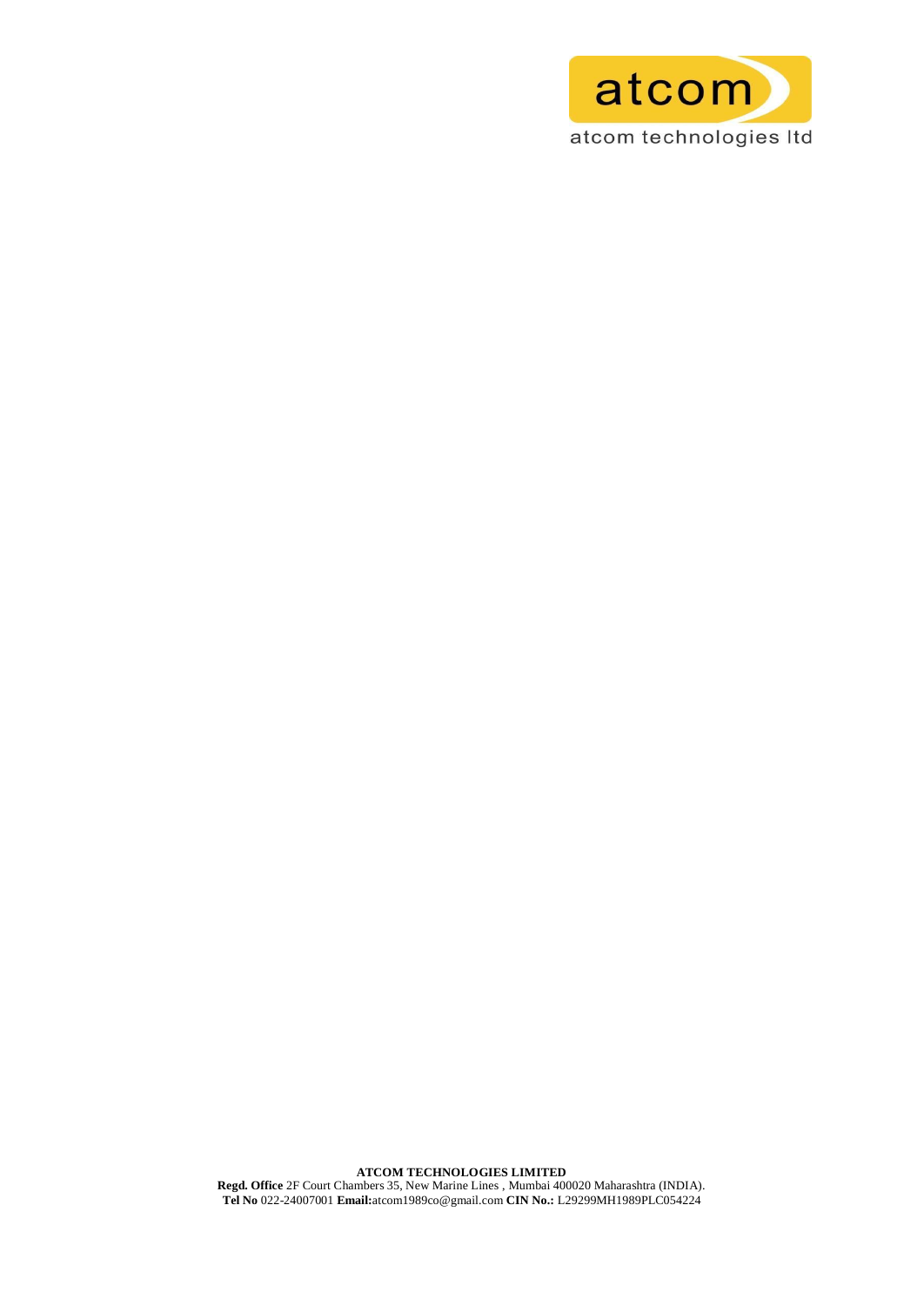atcom

atcom technologies ltd

**ATCOM TECHNOLOGIES LIMITED**

**Regd. Office** 2F Court Chambers 35, New Marine Lines , Mumbai 400020 Maharashtra (INDIA).
**Tel No** 022-24007001 **Email:**atcom1989co@gmail.com **CIN No.:** L29299MH1989PLC054224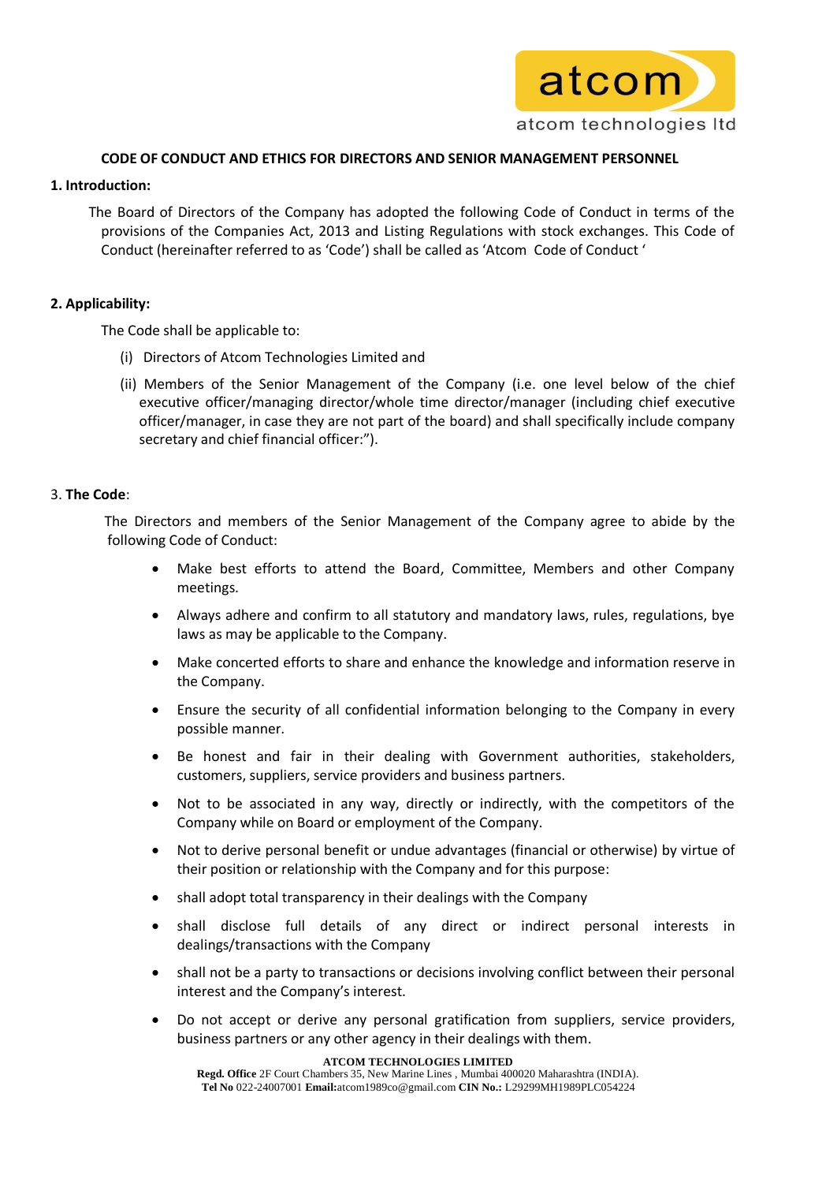**CODE OF CONDUCT AND ETHICS FOR DIRECTORS AND SENIOR MANAGEMENT PERSONNEL**

**1. Introduction:**

The Board of Directors of the Company has adopted the following Code of Conduct in terms of the provisions of the Companies Act, 2013 and Listing Regulations with stock exchanges. This Code of Conduct (hereinafter referred to as 'Code') shall be called as 'Atcom Code of Conduct '

**2. Applicability:**

The Code shall be applicable to:

(i) Directors of Atcom Technologies Limited and

(ii) Members of the Senior Management of the Company (i.e. one level below of the chief executive officer/managing director/whole time director/manager (including chief executive officer/manager, in case they are not part of the board) and shall specifically include company secretary and chief financial officer:").

3. **The Code**:

The Directors and members of the Senior Management of the Company agree to abide by the following Code of Conduct:

- Make best efforts to attend the Board, Committee, Members and other Company meetings.
- Always adhere and confirm to all statutory and mandatory laws, rules, regulations, bye laws as may be applicable to the Company.
- Make concerted efforts to share and enhance the knowledge and information reserve in the Company.
- Ensure the security of all confidential information belonging to the Company in every possible manner.
- Be honest and fair in their dealing with Government authorities, stakeholders, customers, suppliers, service providers and business partners.
- Not to be associated in any way, directly or indirectly, with the competitors of the Company while on Board or employment of the Company.
- Not to derive personal benefit or undue advantages (financial or otherwise) by virtue of their position or relationship with the Company and for this purpose:
- shall adopt total transparency in their dealings with the Company
- shall disclose full details of any direct or indirect personal interests in dealings/transactions with the Company
- shall not be a party to transactions or decisions involving conflict between their personal interest and the Company's interest.
- Do not accept or derive any personal gratification from suppliers, service providers, business partners or any other agency in their dealings with them.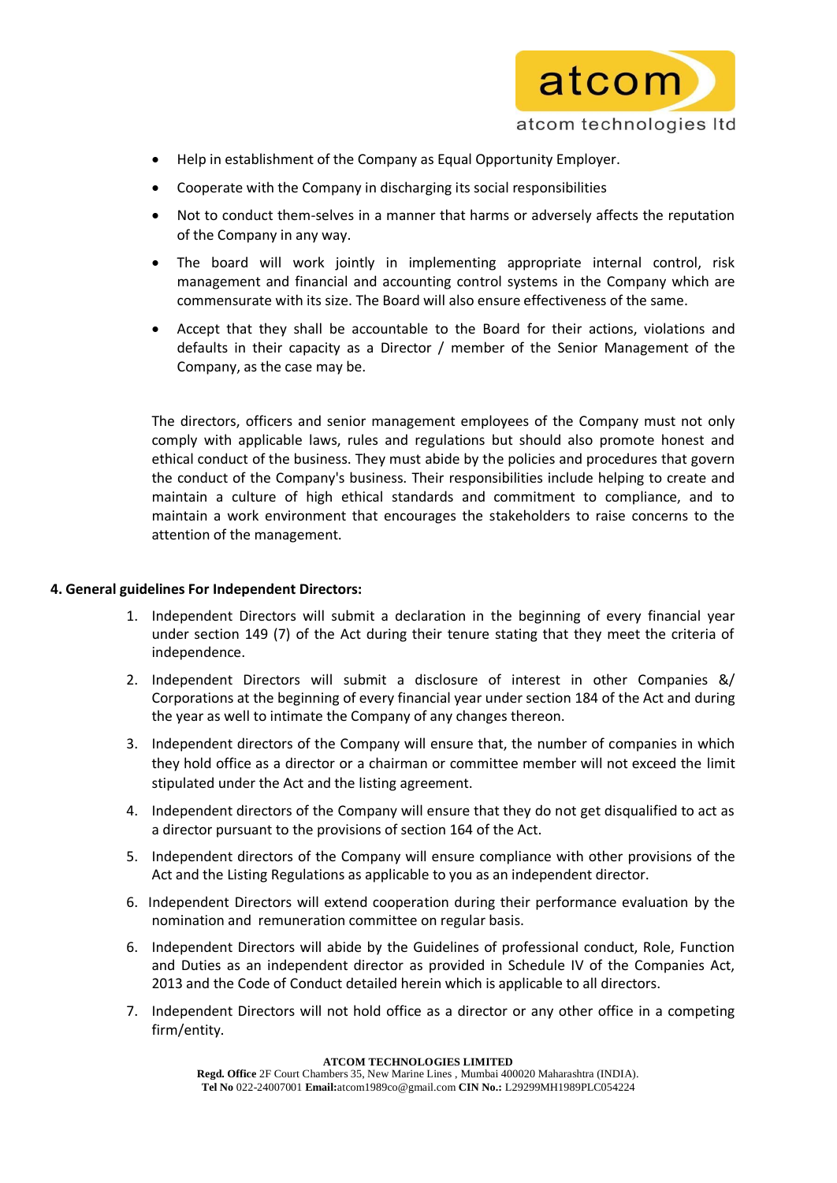- Help in establishment of the Company as Equal Opportunity Employer.
- Cooperate with the Company in discharging its social responsibilities
- Not to conduct them-selves in a manner that harms or adversely affects the reputation of the Company in any way.
- The board will work jointly in implementing appropriate internal control, risk management and financial and accounting control systems in the Company which are commensurate with its size. The Board will also ensure effectiveness of the same.
- Accept that they shall be accountable to the Board for their actions, violations and defaults in their capacity as a Director / member of the Senior Management of the Company, as the case may be.

The directors, officers and senior management employees of the Company must not only comply with applicable laws, rules and regulations but should also promote honest and ethical conduct of the business. They must abide by the policies and procedures that govern the conduct of the Company's business. Their responsibilities include helping to create and maintain a culture of high ethical standards and commitment to compliance, and to maintain a work environment that encourages the stakeholders to raise concerns to the attention of the management.

**4. General guidelines For Independent Directors:**

1. Independent Directors will submit a declaration in the beginning of every financial year under section 149 (7) of the Act during their tenure stating that they meet the criteria of independence.
2. Independent Directors will submit a disclosure of interest in other Companies &/ Corporations at the beginning of every financial year under section 184 of the Act and during the year as well to intimate the Company of any changes thereon.
3. Independent directors of the Company will ensure that, the number of companies in which they hold office as a director or a chairman or committee member will not exceed the limit stipulated under the Act and the listing agreement.
4. Independent directors of the Company will ensure that they do not get disqualified to act as a director pursuant to the provisions of section 164 of the Act.
5. Independent directors of the Company will ensure compliance with other provisions of the Act and the Listing Regulations as applicable to you as an independent director.
6. Independent Directors will extend cooperation during their performance evaluation by the nomination and remuneration committee on regular basis.
6. Independent Directors will abide by the Guidelines of professional conduct, Role, Function and Duties as an independent director as provided in Schedule IV of the Companies Act, 2013 and the Code of Conduct detailed herein which is applicable to all directors.
7. Independent Directors will not hold office as a director or any other office in a competing firm/entity.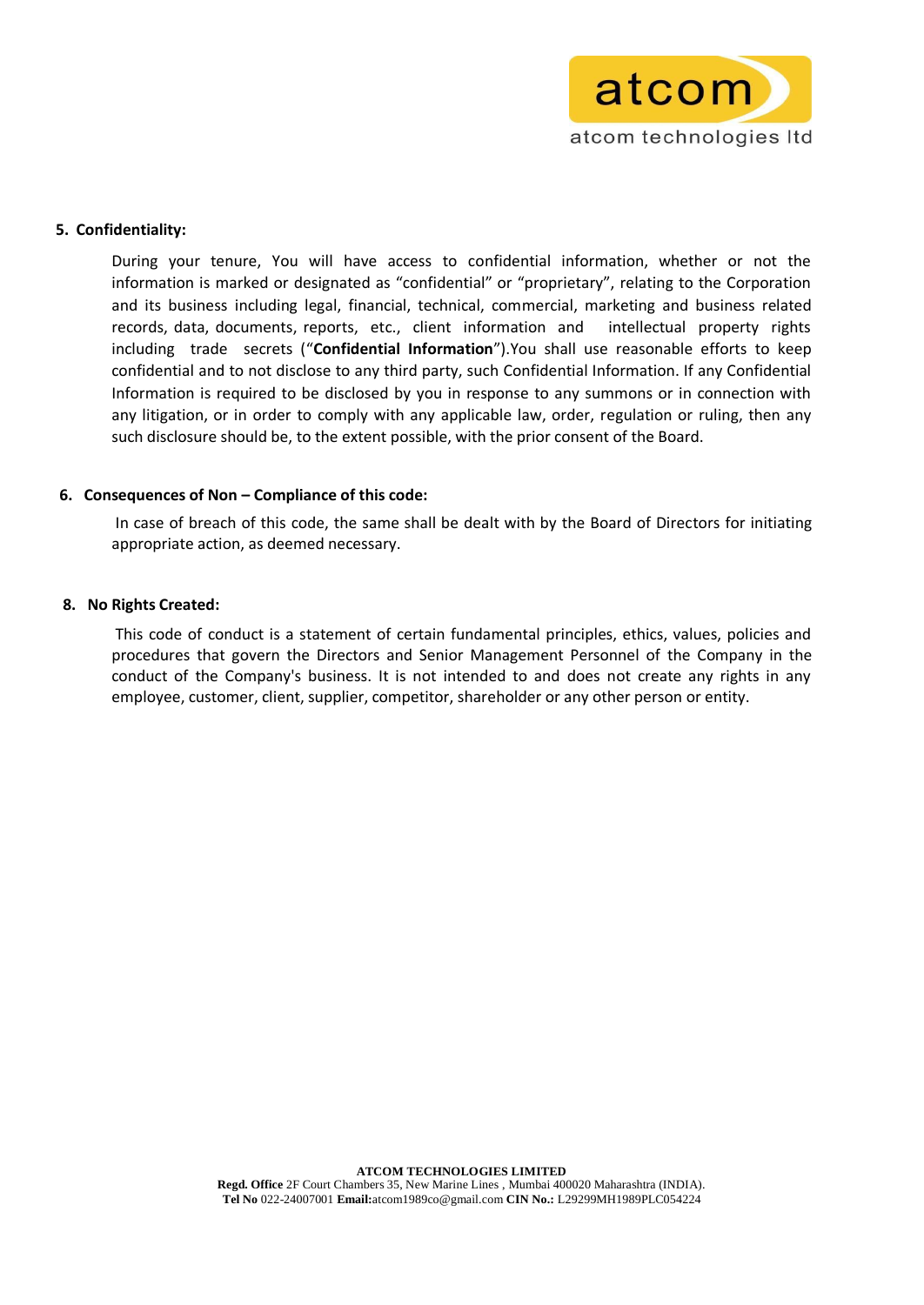**5. Confidentiality:**

During your tenure, You will have access to confidential information, whether or not the information is marked or designated as "confidential" or "proprietary", relating to the Corporation and its business including legal, financial, technical, commercial, marketing and business related records, data, documents, reports, etc., client information and intellectual property rights including trade secrets ("**Confidential Information**").You shall use reasonable efforts to keep confidential and to not disclose to any third party, such Confidential Information. If any Confidential Information is required to be disclosed by you in response to any summons or in connection with any litigation, or in order to comply with any applicable law, order, regulation or ruling, then any such disclosure should be, to the extent possible, with the prior consent of the Board.

**6. Consequences of Non – Compliance of this code:**

In case of breach of this code, the same shall be dealt with by the Board of Directors for initiating appropriate action, as deemed necessary.

**8. No Rights Created:**

This code of conduct is a statement of certain fundamental principles, ethics, values, policies and procedures that govern the Directors and Senior Management Personnel of the Company in the conduct of the Company's business. It is not intended to and does not create any rights in any employee, customer, client, supplier, competitor, shareholder or any other person or entity.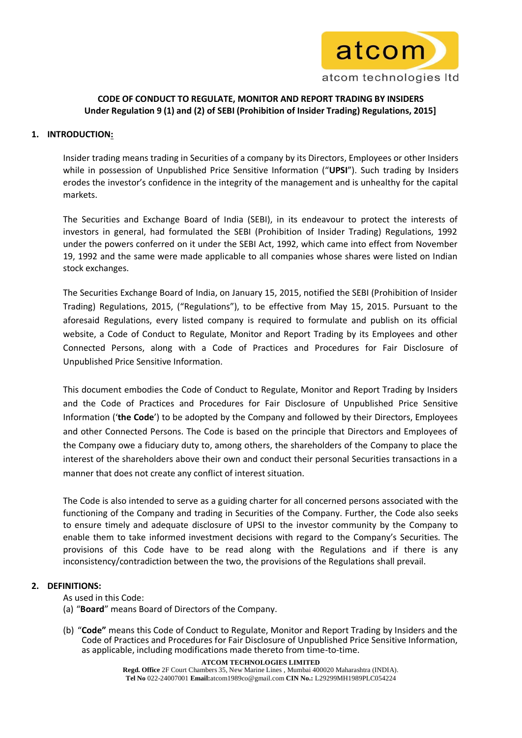## CODE OF CONDUCT TO REGULATE, MONITOR AND REPORT TRADING BY INSIDERS
### Under Regulation 9 (1) and (2) of SEBI (Prohibition of Insider Trading) Regulations, 2015]

### 1. INTRODUCTION:

Insider trading means trading in Securities of a company by its Directors, Employees or other Insiders while in possession of Unpublished Price Sensitive Information ("**UPSI**"). Such trading by Insiders erodes the investor's confidence in the integrity of the management and is unhealthy for the capital markets.

The Securities and Exchange Board of India (SEBI), in its endeavour to protect the interests of investors in general, had formulated the SEBI (Prohibition of Insider Trading) Regulations, 1992 under the powers conferred on it under the SEBI Act, 1992, which came into effect from November 19, 1992 and the same were made applicable to all companies whose shares were listed on Indian stock exchanges.

The Securities Exchange Board of India, on January 15, 2015, notified the SEBI (Prohibition of Insider Trading) Regulations, 2015, ("Regulations"), to be effective from May 15, 2015. Pursuant to the aforesaid Regulations, every listed company is required to formulate and publish on its official website, a Code of Conduct to Regulate, Monitor and Report Trading by its Employees and other Connected Persons, along with a Code of Practices and Procedures for Fair Disclosure of Unpublished Price Sensitive Information.

This document embodies the Code of Conduct to Regulate, Monitor and Report Trading by Insiders and the Code of Practices and Procedures for Fair Disclosure of Unpublished Price Sensitive Information ('**the Code**') to be adopted by the Company and followed by their Directors, Employees and other Connected Persons. The Code is based on the principle that Directors and Employees of the Company owe a fiduciary duty to, among others, the shareholders of the Company to place the interest of the shareholders above their own and conduct their personal Securities transactions in a manner that does not create any conflict of interest situation.

The Code is also intended to serve as a guiding charter for all concerned persons associated with the functioning of the Company and trading in Securities of the Company. Further, the Code also seeks to ensure timely and adequate disclosure of UPSI to the investor community by the Company to enable them to take informed investment decisions with regard to the Company's Securities. The provisions of this Code have to be read along with the Regulations and if there is any inconsistency/contradiction between the two, the provisions of the Regulations shall prevail.

### 2. DEFINITIONS:

As used in this Code:

(a) "**Board**" means Board of Directors of the Company.

(b) "**Code"** means this Code of Conduct to Regulate, Monitor and Report Trading by Insiders and the Code of Practices and Procedures for Fair Disclosure of Unpublished Price Sensitive Information, as applicable, including modifications made thereto from time-to-time.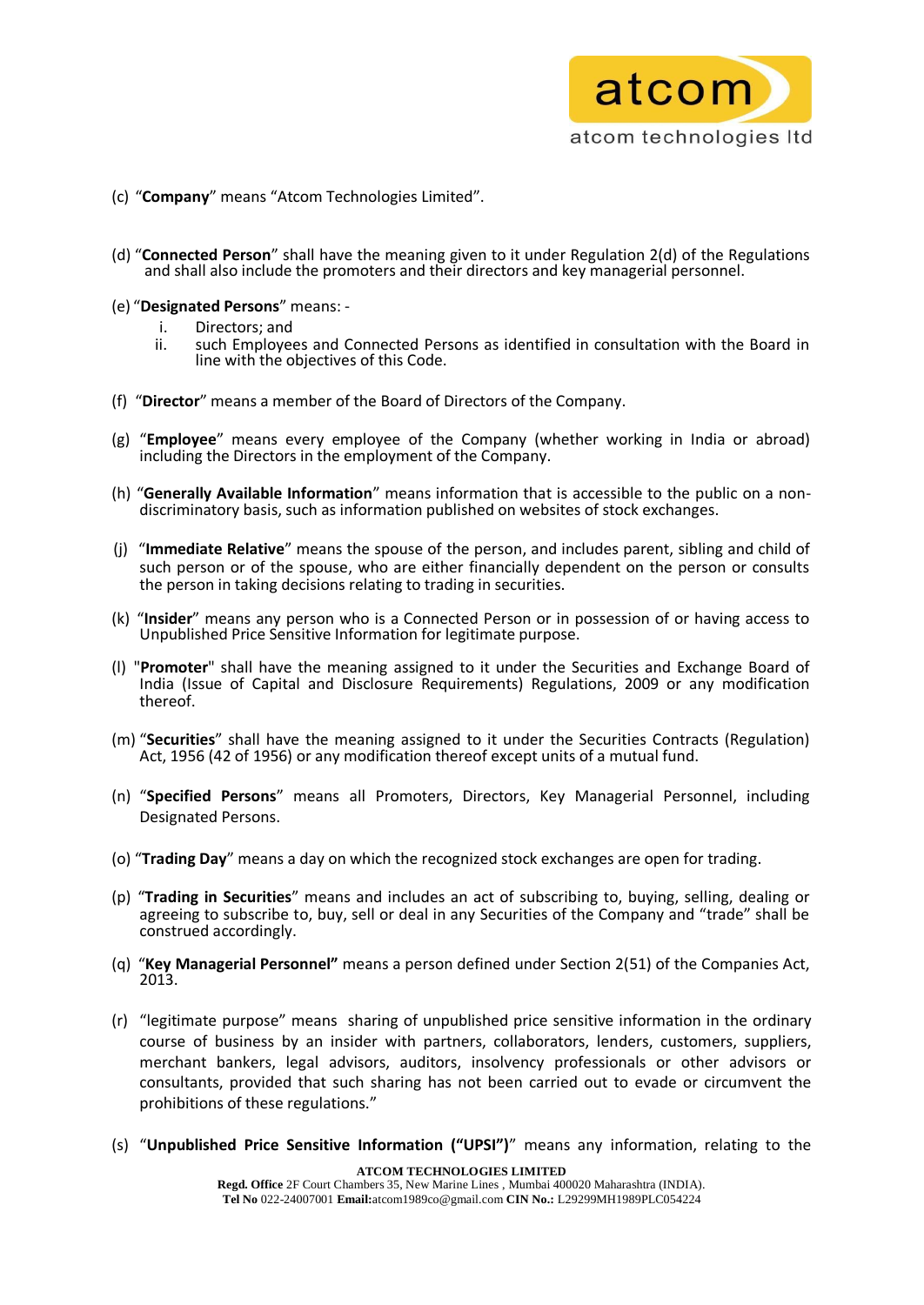(c) “**Company**” means “Atcom Technologies Limited”.

(d) “**Connected Person**” shall have the meaning given to it under Regulation 2(d) of the Regulations and shall also include the promoters and their directors and key managerial personnel.

(e) “**Designated Persons**” means: -

i. Directors; and
ii. such Employees and Connected Persons as identified in consultation with the Board in line with the objectives of this Code.

(f) “**Director**” means a member of the Board of Directors of the Company.

(g) “**Employee**” means every employee of the Company (whether working in India or abroad) including the Directors in the employment of the Company.

(h) “**Generally Available Information**” means information that is accessible to the public on a non-discriminatory basis, such as information published on websites of stock exchanges.

(j) “**Immediate Relative**” means the spouse of the person, and includes parent, sibling and child of such person or of the spouse, who are either financially dependent on the person or consults the person in taking decisions relating to trading in securities.

(k) “**Insider**” means any person who is a Connected Person or in possession of or having access to Unpublished Price Sensitive Information for legitimate purpose.

(l) "**Promoter**" shall have the meaning assigned to it under the Securities and Exchange Board of India (Issue of Capital and Disclosure Requirements) Regulations, 2009 or any modification thereof.

(m) “**Securities**” shall have the meaning assigned to it under the Securities Contracts (Regulation) Act, 1956 (42 of 1956) or any modification thereof except units of a mutual fund.

(n) “**Specified Persons**” means all Promoters, Directors, Key Managerial Personnel, including Designated Persons.

(o) “**Trading Day**” means a day on which the recognized stock exchanges are open for trading.

(p) “**Trading in Securities**” means and includes an act of subscribing to, buying, selling, dealing or agreeing to subscribe to, buy, sell or deal in any Securities of the Company and “trade” shall be construed accordingly.

(q) “**Key Managerial Personnel”** means a person defined under Section 2(51) of the Companies Act, 2013.

(r) “legitimate purpose” means sharing of unpublished price sensitive information in the ordinary course of business by an insider with partners, collaborators, lenders, customers, suppliers, merchant bankers, legal advisors, auditors, insolvency professionals or other advisors or consultants, provided that such sharing has not been carried out to evade or circumvent the prohibitions of these regulations.”

(s) “**Unpublished Price Sensitive Information (“UPSI”)**” means any information, relating to the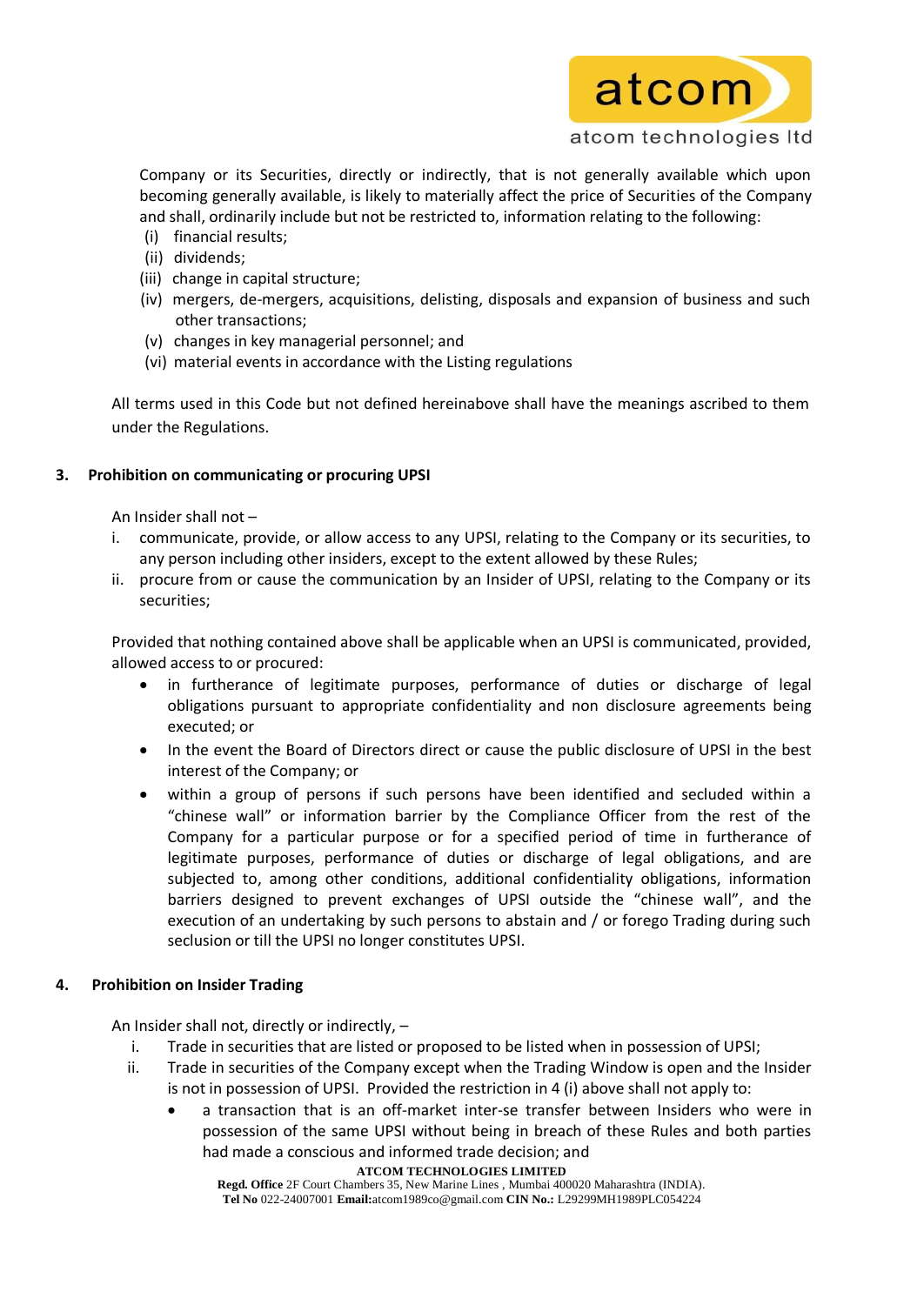Company or its Securities, directly or indirectly, that is not generally available which upon becoming generally available, is likely to materially affect the price of Securities of the Company and shall, ordinarily include but not be restricted to, information relating to the following:

(i) financial results;
(ii) dividends;
(iii) change in capital structure;
(iv) mergers, de-mergers, acquisitions, delisting, disposals and expansion of business and such other transactions;
(v) changes in key managerial personnel; and
(vi) material events in accordance with the Listing regulations

All terms used in this Code but not defined hereinabove shall have the meanings ascribed to them under the Regulations.

## 3. Prohibition on communicating or procuring UPSI

An Insider shall not –

i. communicate, provide, or allow access to any UPSI, relating to the Company or its securities, to any person including other insiders, except to the extent allowed by these Rules;
ii. procure from or cause the communication by an Insider of UPSI, relating to the Company or its securities;

Provided that nothing contained above shall be applicable when an UPSI is communicated, provided, allowed access to or procured:

- in furtherance of legitimate purposes, performance of duties or discharge of legal obligations pursuant to appropriate confidentiality and non disclosure agreements being executed; or
- In the event the Board of Directors direct or cause the public disclosure of UPSI in the best interest of the Company; or
- within a group of persons if such persons have been identified and secluded within a "chinese wall" or information barrier by the Compliance Officer from the rest of the Company for a particular purpose or for a specified period of time in furtherance of legitimate purposes, performance of duties or discharge of legal obligations, and are subjected to, among other conditions, additional confidentiality obligations, information barriers designed to prevent exchanges of UPSI outside the "chinese wall", and the execution of an undertaking by such persons to abstain and / or forego Trading during such seclusion or till the UPSI no longer constitutes UPSI.

## 4. Prohibition on Insider Trading

An Insider shall not, directly or indirectly, –

i. Trade in securities that are listed or proposed to be listed when in possession of UPSI;
ii. Trade in securities of the Company except when the Trading Window is open and the Insider is not in possession of UPSI. Provided the restriction in 4 (i) above shall not apply to:
    - a transaction that is an off-market inter-se transfer between Insiders who were in possession of the same UPSI without being in breach of these Rules and both parties had made a conscious and informed trade decision; and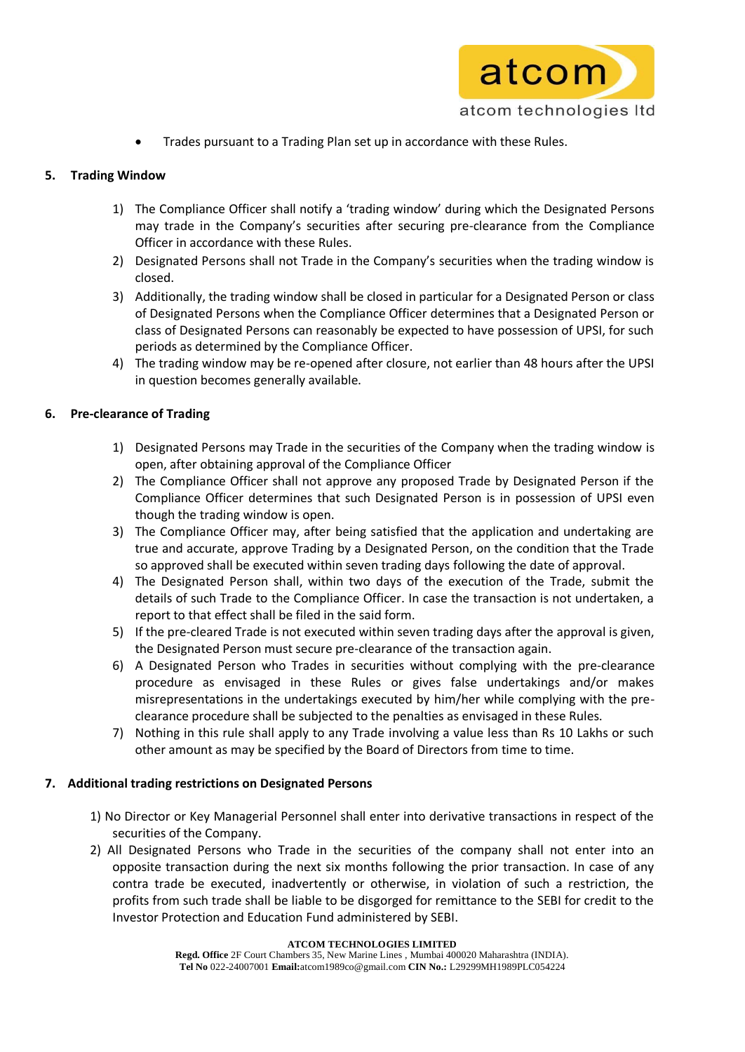- Trades pursuant to a Trading Plan set up in accordance with these Rules.

## 5. Trading Window

1) The Compliance Officer shall notify a 'trading window' during which the Designated Persons may trade in the Company's securities after securing pre-clearance from the Compliance Officer in accordance with these Rules.
2) Designated Persons shall not Trade in the Company's securities when the trading window is closed.
3) Additionally, the trading window shall be closed in particular for a Designated Person or class of Designated Persons when the Compliance Officer determines that a Designated Person or class of Designated Persons can reasonably be expected to have possession of UPSI, for such periods as determined by the Compliance Officer.
4) The trading window may be re-opened after closure, not earlier than 48 hours after the UPSI in question becomes generally available.

## 6. Pre-clearance of Trading

1) Designated Persons may Trade in the securities of the Company when the trading window is open, after obtaining approval of the Compliance Officer
2) The Compliance Officer shall not approve any proposed Trade by Designated Person if the Compliance Officer determines that such Designated Person is in possession of UPSI even though the trading window is open.
3) The Compliance Officer may, after being satisfied that the application and undertaking are true and accurate, approve Trading by a Designated Person, on the condition that the Trade so approved shall be executed within seven trading days following the date of approval.
4) The Designated Person shall, within two days of the execution of the Trade, submit the details of such Trade to the Compliance Officer. In case the transaction is not undertaken, a report to that effect shall be filed in the said form.
5) If the pre-cleared Trade is not executed within seven trading days after the approval is given, the Designated Person must secure pre-clearance of the transaction again.
6) A Designated Person who Trades in securities without complying with the pre-clearance procedure as envisaged in these Rules or gives false undertakings and/or makes misrepresentations in the undertakings executed by him/her while complying with the pre-clearance procedure shall be subjected to the penalties as envisaged in these Rules.
7) Nothing in this rule shall apply to any Trade involving a value less than Rs 10 Lakhs or such other amount as may be specified by the Board of Directors from time to time.

## 7. Additional trading restrictions on Designated Persons

1) No Director or Key Managerial Personnel shall enter into derivative transactions in respect of the securities of the Company.
2) All Designated Persons who Trade in the securities of the company shall not enter into an opposite transaction during the next six months following the prior transaction. In case of any contra trade be executed, inadvertently or otherwise, in violation of such a restriction, the profits from such trade shall be liable to be disgorged for remittance to the SEBI for credit to the Investor Protection and Education Fund administered by SEBI.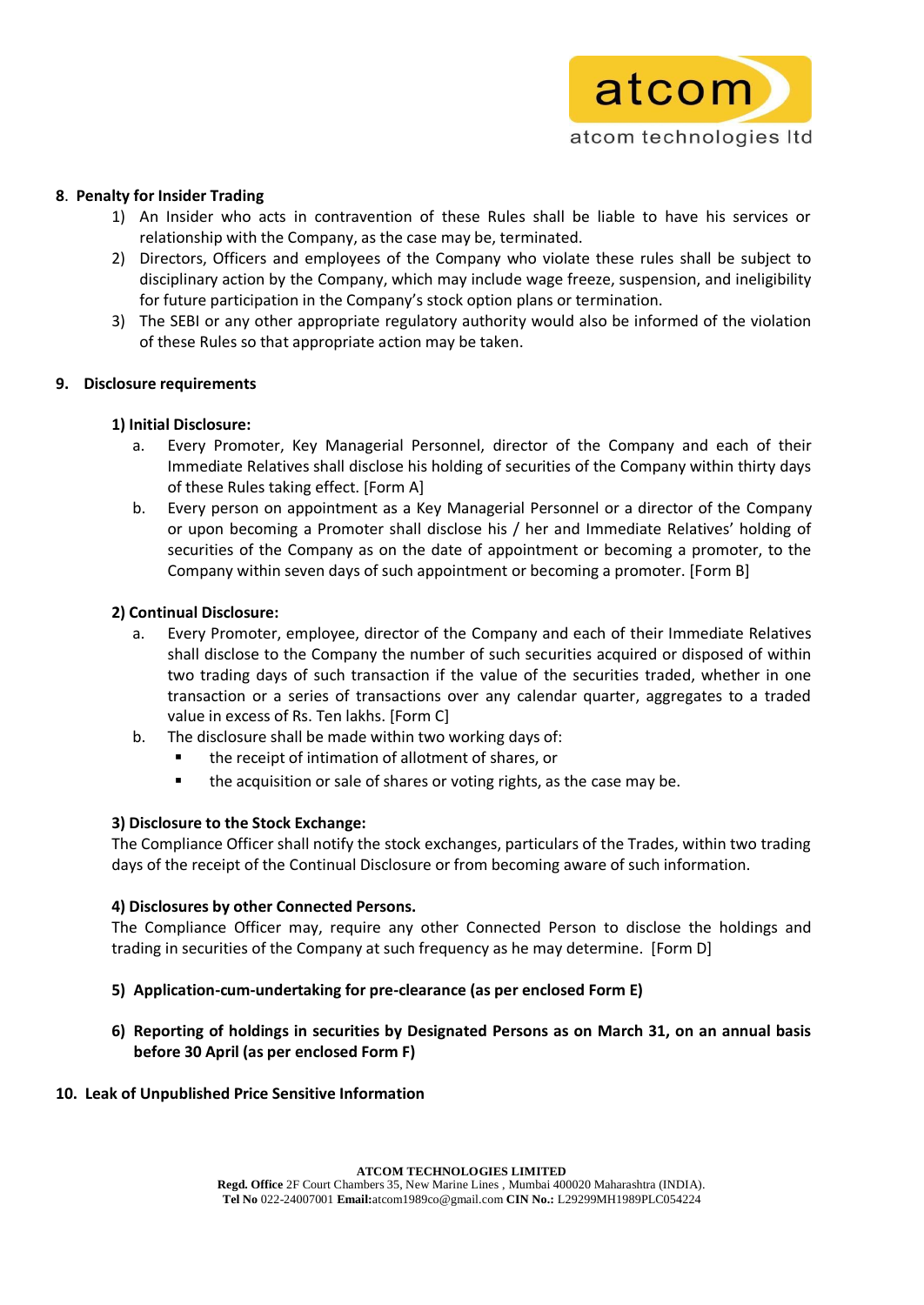## 8. Penalty for Insider Trading

1) An Insider who acts in contravention of these Rules shall be liable to have his services or relationship with the Company, as the case may be, terminated.
2) Directors, Officers and employees of the Company who violate these rules shall be subject to disciplinary action by the Company, which may include wage freeze, suspension, and ineligibility for future participation in the Company's stock option plans or termination.
3) The SEBI or any other appropriate regulatory authority would also be informed of the violation of these Rules so that appropriate action may be taken.

## 9. Disclosure requirements

### 1) Initial Disclosure:

a. Every Promoter, Key Managerial Personnel, director of the Company and each of their Immediate Relatives shall disclose his holding of securities of the Company within thirty days of these Rules taking effect. [Form A]

b. Every person on appointment as a Key Managerial Personnel or a director of the Company or upon becoming a Promoter shall disclose his / her and Immediate Relatives' holding of securities of the Company as on the date of appointment or becoming a promoter, to the Company within seven days of such appointment or becoming a promoter. [Form B]

### 2) Continual Disclosure:

a. Every Promoter, employee, director of the Company and each of their Immediate Relatives shall disclose to the Company the number of such securities acquired or disposed of within two trading days of such transaction if the value of the securities traded, whether in one transaction or a series of transactions over any calendar quarter, aggregates to a traded value in excess of Rs. Ten lakhs. [Form C]

b. The disclosure shall be made within two working days of:
   - the receipt of intimation of allotment of shares, or
   - the acquisition or sale of shares or voting rights, as the case may be.

### 3) Disclosure to the Stock Exchange:

The Compliance Officer shall notify the stock exchanges, particulars of the Trades, within two trading days of the receipt of the Continual Disclosure or from becoming aware of such information.

### 4) Disclosures by other Connected Persons.

The Compliance Officer may, require any other Connected Person to disclose the holdings and trading in securities of the Company at such frequency as he may determine. [Form D]

### 5) Application-cum-undertaking for pre-clearance (as per enclosed Form E)

### 6) Reporting of holdings in securities by Designated Persons as on March 31, on an annual basis before 30 April (as per enclosed Form F)

## 10. Leak of Unpublished Price Sensitive Information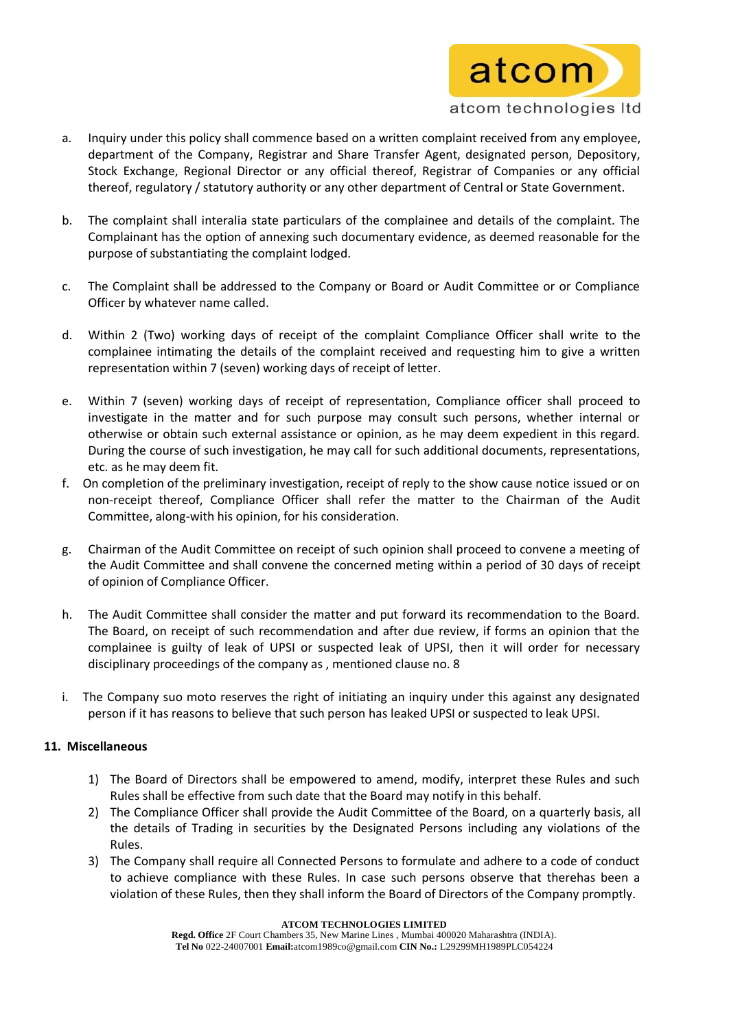a. Inquiry under this policy shall commence based on a written complaint received from any employee, department of the Company, Registrar and Share Transfer Agent, designated person, Depository, Stock Exchange, Regional Director or any official thereof, Registrar of Companies or any official thereof, regulatory / statutory authority or any other department of Central or State Government.

b. The complaint shall interalia state particulars of the complainee and details of the complaint. The Complainant has the option of annexing such documentary evidence, as deemed reasonable for the purpose of substantiating the complaint lodged.

c. The Complaint shall be addressed to the Company or Board or Audit Committee or or Compliance Officer by whatever name called.

d. Within 2 (Two) working days of receipt of the complaint Compliance Officer shall write to the complainee intimating the details of the complaint received and requesting him to give a written representation within 7 (seven) working days of receipt of letter.

e. Within 7 (seven) working days of receipt of representation, Compliance officer shall proceed to investigate in the matter and for such purpose may consult such persons, whether internal or otherwise or obtain such external assistance or opinion, as he may deem expedient in this regard. During the course of such investigation, he may call for such additional documents, representations, etc. as he may deem fit.

f. On completion of the preliminary investigation, receipt of reply to the show cause notice issued or on non-receipt thereof, Compliance Officer shall refer the matter to the Chairman of the Audit Committee, along-with his opinion, for his consideration.

g. Chairman of the Audit Committee on receipt of such opinion shall proceed to convene a meeting of the Audit Committee and shall convene the concerned meting within a period of 30 days of receipt of opinion of Compliance Officer.

h. The Audit Committee shall consider the matter and put forward its recommendation to the Board. The Board, on receipt of such recommendation and after due review, if forms an opinion that the complainee is guilty of leak of UPSI or suspected leak of UPSI, then it will order for necessary disciplinary proceedings of the company as , mentioned clause no. 8

i. The Company suo moto reserves the right of initiating an inquiry under this against any designated person if it has reasons to believe that such person has leaked UPSI or suspected to leak UPSI.

**11. Miscellaneous**

1) The Board of Directors shall be empowered to amend, modify, interpret these Rules and such Rules shall be effective from such date that the Board may notify in this behalf.
2) The Compliance Officer shall provide the Audit Committee of the Board, on a quarterly basis, all the details of Trading in securities by the Designated Persons including any violations of the Rules.
3) The Company shall require all Connected Persons to formulate and adhere to a code of conduct to achieve compliance with these Rules. In case such persons observe that therehas been a violation of these Rules, then they shall inform the Board of Directors of the Company promptly.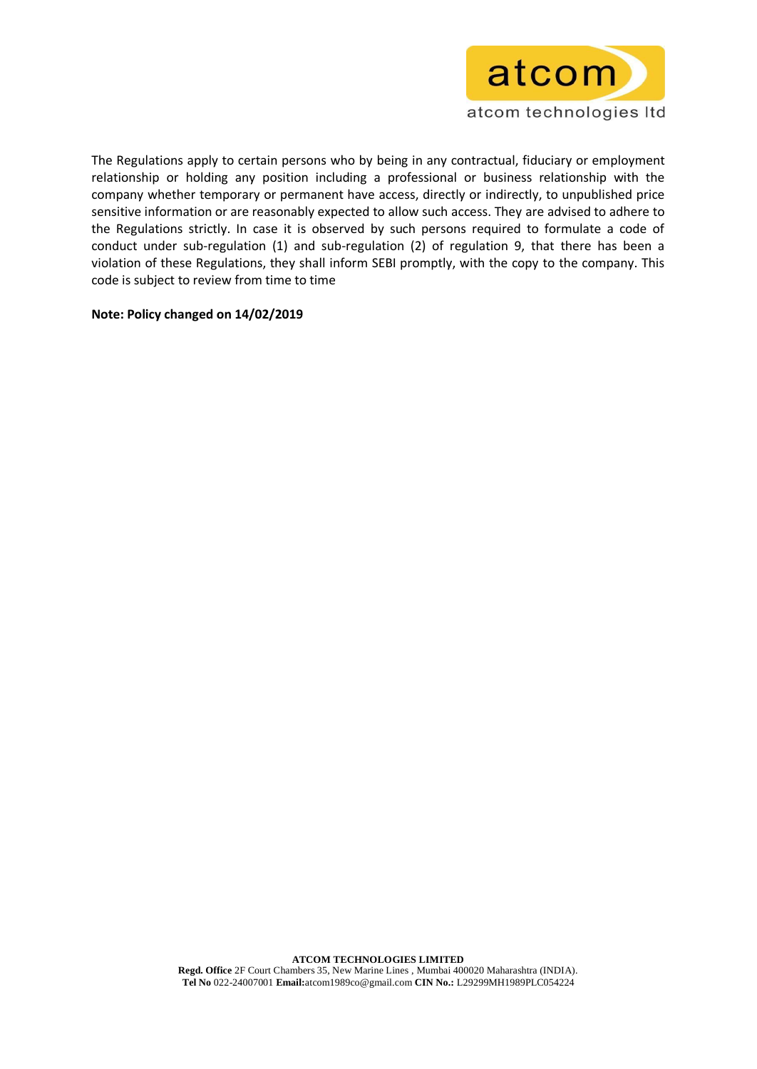The Regulations apply to certain persons who by being in any contractual, fiduciary or employment relationship or holding any position including a professional or business relationship with the company whether temporary or permanent have access, directly or indirectly, to unpublished price sensitive information or are reasonably expected to allow such access. They are advised to adhere to the Regulations strictly. In case it is observed by such persons required to formulate a code of conduct under sub-regulation (1) and sub-regulation (2) of regulation 9, that there has been a violation of these Regulations, they shall inform SEBI promptly, with the copy to the company. This code is subject to review from time to time

**Note: Policy changed on 14/02/2019**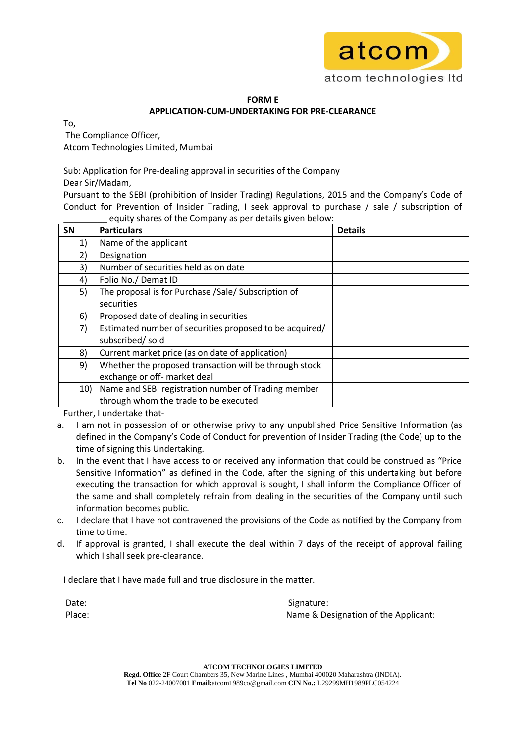**FORM E**

**APPLICATION-CUM-UNDERTAKING FOR PRE-CLEARANCE**

To,
The Compliance Officer,
Atcom Technologies Limited, Mumbai

Sub: Application for Pre-dealing approval in securities of the Company

Dear Sir/Madam,

Pursuant to the SEBI (prohibition of Insider Trading) Regulations, 2015 and the Company's Code of Conduct for Prevention of Insider Trading, I seek approval to purchase / sale / subscription of _________ equity shares of the Company as per details given below:

| SN | Particulars | Details |
|---|---|---|
| 1) | Name of the applicant | |
| 2) | Designation | |
| 3) | Number of securities held as on date | |
| 4) | Folio No./ Demat ID | |
| 5) | The proposal is for Purchase /Sale/ Subscription of securities | |
| 6) | Proposed date of dealing in securities | |
| 7) | Estimated number of securities proposed to be acquired/ subscribed/ sold | |
| 8) | Current market price (as on date of application) | |
| 9) | Whether the proposed transaction will be through stock exchange or off- market deal | |
| 10) | Name and SEBI registration number of Trading member through whom the trade to be executed | |

Further, I undertake that-

a. I am not in possession of or otherwise privy to any unpublished Price Sensitive Information (as defined in the Company's Code of Conduct for prevention of Insider Trading (the Code) up to the time of signing this Undertaking.

b. In the event that I have access to or received any information that could be construed as "Price Sensitive Information" as defined in the Code, after the signing of this undertaking but before executing the transaction for which approval is sought, I shall inform the Compliance Officer of the same and shall completely refrain from dealing in the securities of the Company until such information becomes public.

c. I declare that I have not contravened the provisions of the Code as notified by the Company from time to time.

d. If approval is granted, I shall execute the deal within 7 days of the receipt of approval failing which I shall seek pre-clearance.

I declare that I have made full and true disclosure in the matter.

Date:
Place:

Signature:
Name & Designation of the Applicant: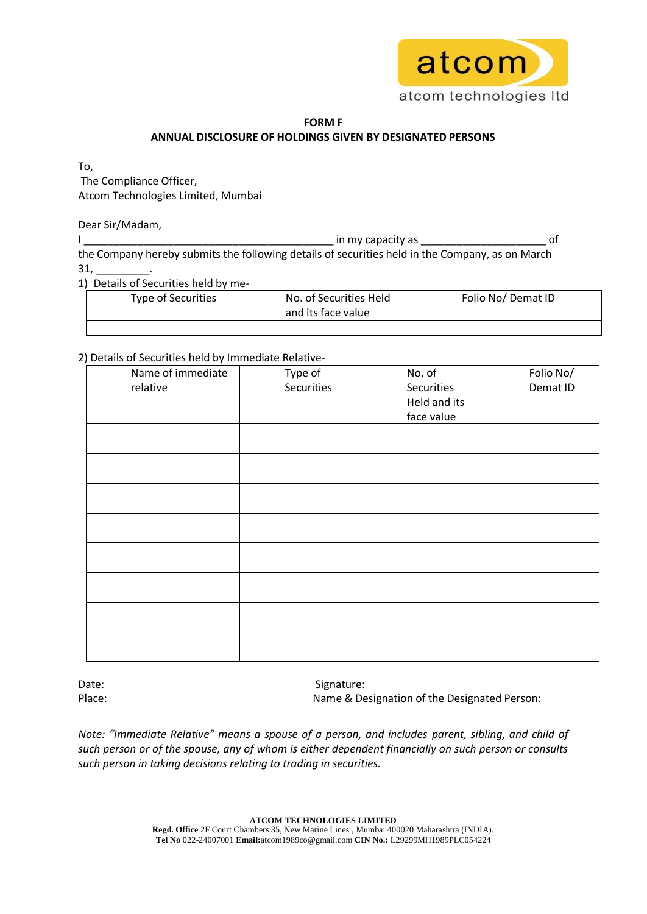atcom

atcom technologies ltd

**FORM F**

**ANNUAL DISCLOSURE OF HOLDINGS GIVEN BY DESIGNATED PERSONS**

To,

The Compliance Officer,

Atcom Technologies Limited, Mumbai

Dear Sir/Madam,

I __________________________________________ in my capacity as _____________________ of the Company hereby submits the following details of securities held in the Company, as on March 31, _________.

1) Details of Securities held by me-

| Type of Securities | No. of Securities Held and its face value | Folio No/ Demat ID |
|---|---|---|
| | | |

2) Details of Securities held by Immediate Relative-

| Name of immediate relative | Type of Securities | No. of Securities Held and its face value | Folio No/ Demat ID |
|---|---|---|---|
| | | | |
| | | | |
| | | | |
| | | | |
| | | | |
| | | | |
| | | | |
| | | | |

Date: Signature:

Place: Name & Designation of the Designated Person:

*Note: "Immediate Relative" means a spouse of a person, and includes parent, sibling, and child of such person or of the spouse, any of whom is either dependent financially on such person or consults such person in taking decisions relating to trading in securities.*

**ATCOM TECHNOLOGIES LIMITED**
**Regd. Office** 2F Court Chambers 35, New Marine Lines , Mumbai 400020 Maharashtra (INDIA).
**Tel No** 022-24007001 **Email:**atcom1989co@gmail.com **CIN No.:** L29299MH1989PLC054224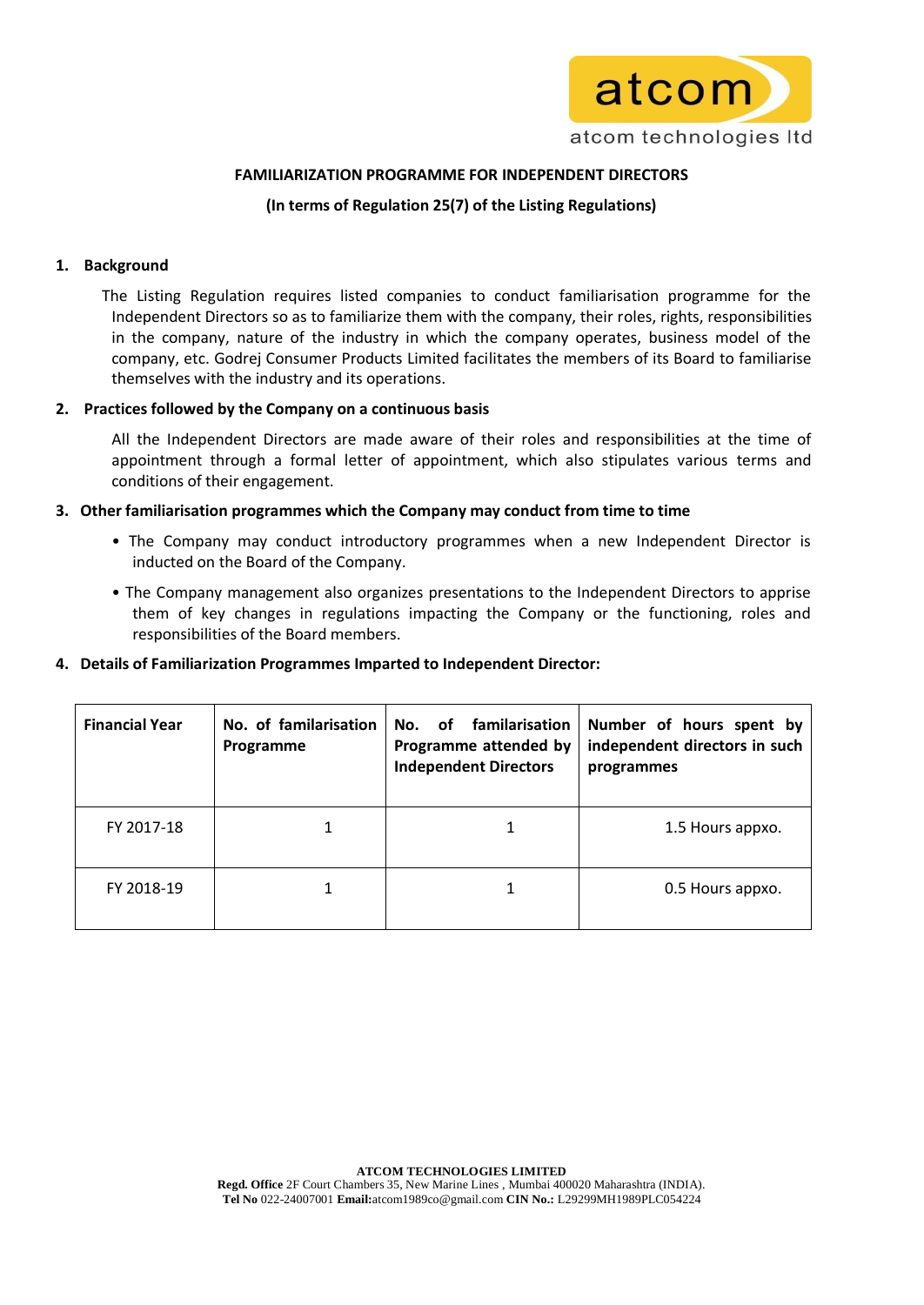atcom

atcom technologies ltd

**FAMILIARIZATION PROGRAMME FOR INDEPENDENT DIRECTORS**

**(In terms of Regulation 25(7) of the Listing Regulations)**

**1. Background**

The Listing Regulation requires listed companies to conduct familiarisation programme for the Independent Directors so as to familiarize them with the company, their roles, rights, responsibilities in the company, nature of the industry in which the company operates, business model of the company, etc. Godrej Consumer Products Limited facilitates the members of its Board to familiarise themselves with the industry and its operations.

**2. Practices followed by the Company on a continuous basis**

All the Independent Directors are made aware of their roles and responsibilities at the time of appointment through a formal letter of appointment, which also stipulates various terms and conditions of their engagement.

**3. Other familiarisation programmes which the Company may conduct from time to time**

- The Company may conduct introductory programmes when a new Independent Director is inducted on the Board of the Company.
- The Company management also organizes presentations to the Independent Directors to apprise them of key changes in regulations impacting the Company or the functioning, roles and responsibilities of the Board members.

**4. Details of Familiarization Programmes Imparted to Independent Director:**

| **Financial Year** | **No. of familarisation Programme** | **No. of familarisation Programme attended by Independent Directors** | **Number of hours spent by independent directors in such programmes** |
|---|---|---|---|
| FY 2017-18 | 1 | 1 | 1.5 Hours appxo. |
| FY 2018-19 | 1 | 1 | 0.5 Hours appxo. |

**ATCOM TECHNOLOGIES LIMITED**
**Regd. Office** 2F Court Chambers 35, New Marine Lines , Mumbai 400020 Maharashtra (INDIA).
**Tel No** 022-24007001 **Email:**atcom1989co@gmail.com **CIN No.:** L29299MH1989PLC054224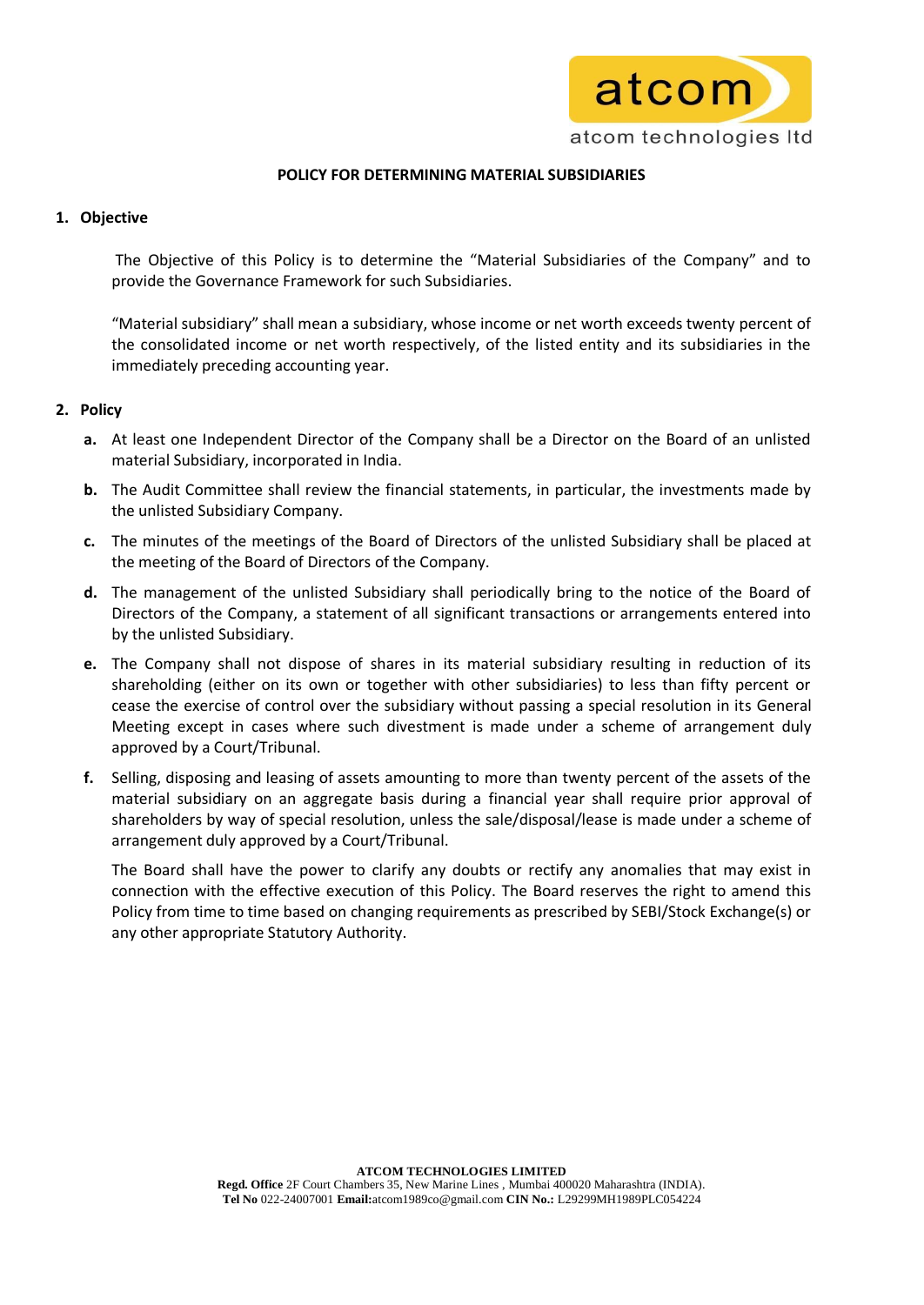**POLICY FOR DETERMINING MATERIAL SUBSIDIARIES**

## 1. Objective

The Objective of this Policy is to determine the "Material Subsidiaries of the Company" and to provide the Governance Framework for such Subsidiaries.

"Material subsidiary" shall mean a subsidiary, whose income or net worth exceeds twenty percent of the consolidated income or net worth respectively, of the listed entity and its subsidiaries in the immediately preceding accounting year.

## 2. Policy

**a.** At least one Independent Director of the Company shall be a Director on the Board of an unlisted material Subsidiary, incorporated in India.

**b.** The Audit Committee shall review the financial statements, in particular, the investments made by the unlisted Subsidiary Company.

**c.** The minutes of the meetings of the Board of Directors of the unlisted Subsidiary shall be placed at the meeting of the Board of Directors of the Company.

**d.** The management of the unlisted Subsidiary shall periodically bring to the notice of the Board of Directors of the Company, a statement of all significant transactions or arrangements entered into by the unlisted Subsidiary.

**e.** The Company shall not dispose of shares in its material subsidiary resulting in reduction of its shareholding (either on its own or together with other subsidiaries) to less than fifty percent or cease the exercise of control over the subsidiary without passing a special resolution in its General Meeting except in cases where such divestment is made under a scheme of arrangement duly approved by a Court/Tribunal.

**f.** Selling, disposing and leasing of assets amounting to more than twenty percent of the assets of the material subsidiary on an aggregate basis during a financial year shall require prior approval of shareholders by way of special resolution, unless the sale/disposal/lease is made under a scheme of arrangement duly approved by a Court/Tribunal.

The Board shall have the power to clarify any doubts or rectify any anomalies that may exist in connection with the effective execution of this Policy. The Board reserves the right to amend this Policy from time to time based on changing requirements as prescribed by SEBI/Stock Exchange(s) or any other appropriate Statutory Authority.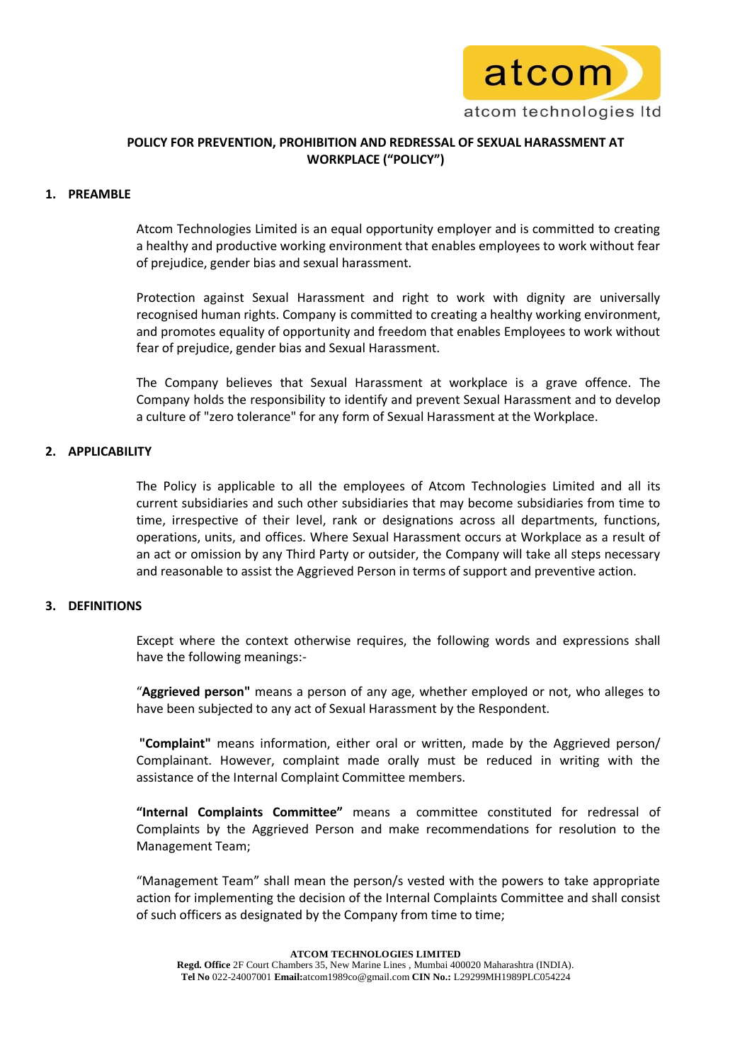## POLICY FOR PREVENTION, PROHIBITION AND REDRESSAL OF SEXUAL HARASSMENT AT WORKPLACE ("POLICY")

### 1. PREAMBLE

Atcom Technologies Limited is an equal opportunity employer and is committed to creating a healthy and productive working environment that enables employees to work without fear of prejudice, gender bias and sexual harassment.

Protection against Sexual Harassment and right to work with dignity are universally recognised human rights. Company is committed to creating a healthy working environment, and promotes equality of opportunity and freedom that enables Employees to work without fear of prejudice, gender bias and Sexual Harassment.

The Company believes that Sexual Harassment at workplace is a grave offence. The Company holds the responsibility to identify and prevent Sexual Harassment and to develop a culture of "zero tolerance" for any form of Sexual Harassment at the Workplace.

### 2. APPLICABILITY

The Policy is applicable to all the employees of Atcom Technologies Limited and all its current subsidiaries and such other subsidiaries that may become subsidiaries from time to time, irrespective of their level, rank or designations across all departments, functions, operations, units, and offices. Where Sexual Harassment occurs at Workplace as a result of an act or omission by any Third Party or outsider, the Company will take all steps necessary and reasonable to assist the Aggrieved Person in terms of support and preventive action.

### 3. DEFINITIONS

Except where the context otherwise requires, the following words and expressions shall have the following meanings:-

"**Aggrieved person"** means a person of any age, whether employed or not, who alleges to have been subjected to any act of Sexual Harassment by the Respondent.

**"Complaint"** means information, either oral or written, made by the Aggrieved person/ Complainant. However, complaint made orally must be reduced in writing with the assistance of the Internal Complaint Committee members.

**"Internal Complaints Committee"** means a committee constituted for redressal of Complaints by the Aggrieved Person and make recommendations for resolution to the Management Team;

"Management Team" shall mean the person/s vested with the powers to take appropriate action for implementing the decision of the Internal Complaints Committee and shall consist of such officers as designated by the Company from time to time;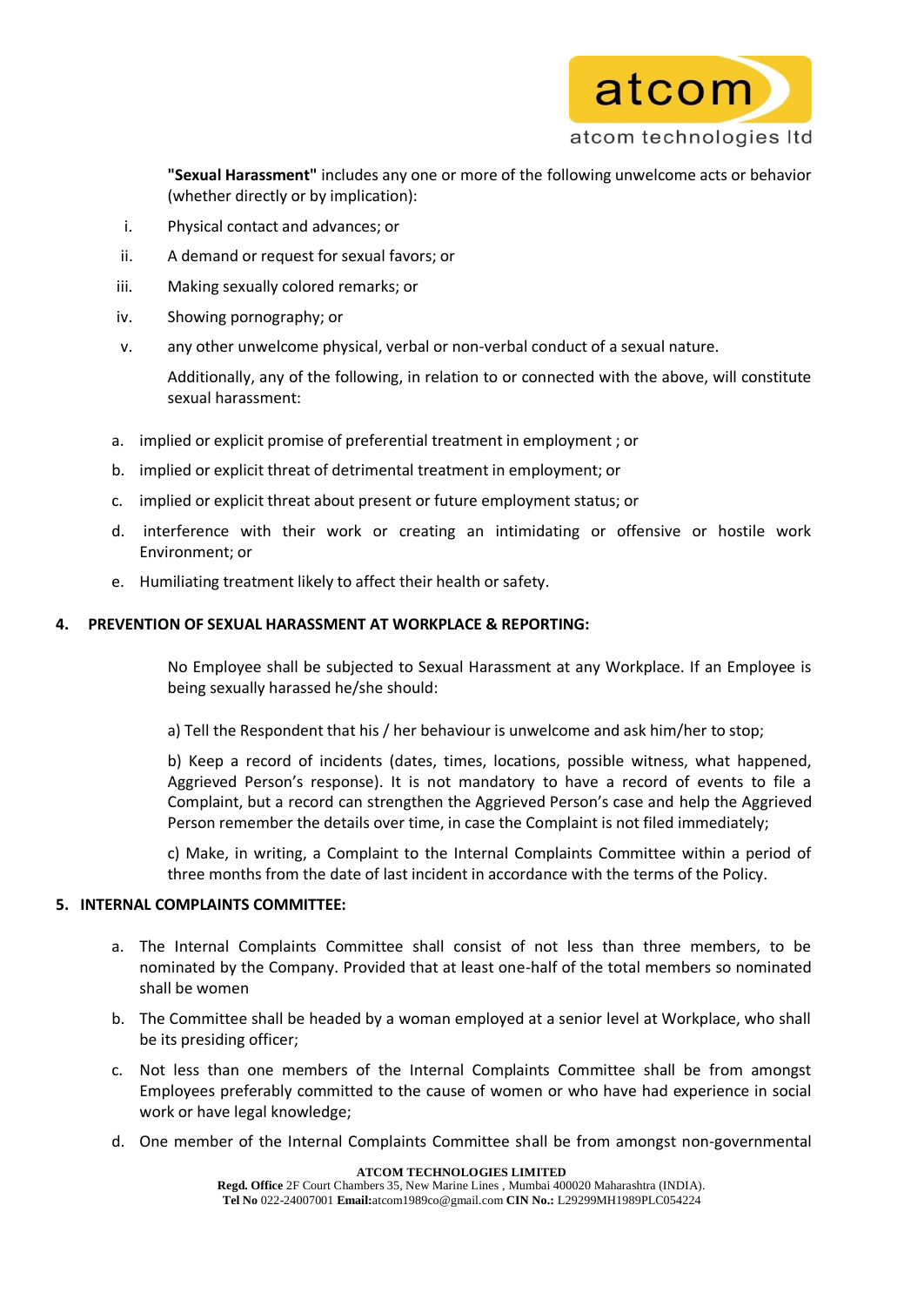**"Sexual Harassment"** includes any one or more of the following unwelcome acts or behavior (whether directly or by implication):

i. Physical contact and advances; or

ii. A demand or request for sexual favors; or

iii. Making sexually colored remarks; or

iv. Showing pornography; or

v. any other unwelcome physical, verbal or non-verbal conduct of a sexual nature.

Additionally, any of the following, in relation to or connected with the above, will constitute sexual harassment:

a. implied or explicit promise of preferential treatment in employment ; or

b. implied or explicit threat of detrimental treatment in employment; or

c. implied or explicit threat about present or future employment status; or

d. interference with their work or creating an intimidating or offensive or hostile work Environment; or

e. Humiliating treatment likely to affect their health or safety.

## 4. PREVENTION OF SEXUAL HARASSMENT AT WORKPLACE & REPORTING:

No Employee shall be subjected to Sexual Harassment at any Workplace. If an Employee is being sexually harassed he/she should:

a) Tell the Respondent that his / her behaviour is unwelcome and ask him/her to stop;

b) Keep a record of incidents (dates, times, locations, possible witness, what happened, Aggrieved Person's response). It is not mandatory to have a record of events to file a Complaint, but a record can strengthen the Aggrieved Person's case and help the Aggrieved Person remember the details over time, in case the Complaint is not filed immediately;

c) Make, in writing, a Complaint to the Internal Complaints Committee within a period of three months from the date of last incident in accordance with the terms of the Policy.

## 5. INTERNAL COMPLAINTS COMMITTEE:

a. The Internal Complaints Committee shall consist of not less than three members, to be nominated by the Company. Provided that at least one-half of the total members so nominated shall be women

b. The Committee shall be headed by a woman employed at a senior level at Workplace, who shall be its presiding officer;

c. Not less than one members of the Internal Complaints Committee shall be from amongst Employees preferably committed to the cause of women or who have had experience in social work or have legal knowledge;

d. One member of the Internal Complaints Committee shall be from amongst non-governmental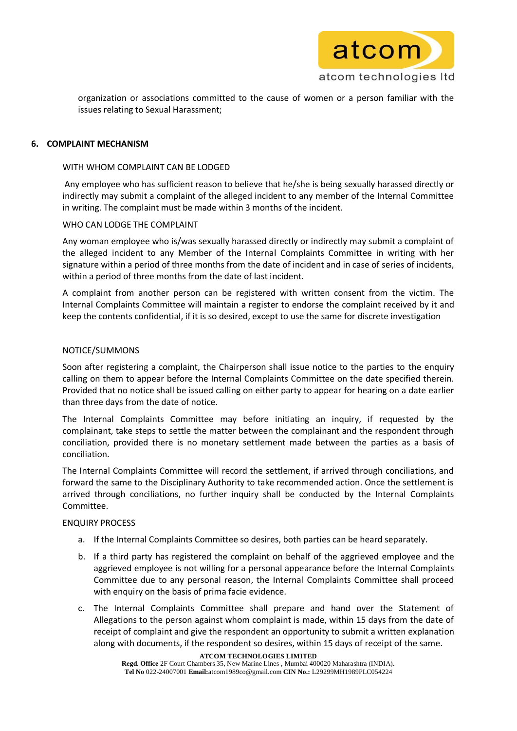organization or associations committed to the cause of women or a person familiar with the issues relating to Sexual Harassment;

## 6. COMPLAINT MECHANISM

WITH WHOM COMPLAINT CAN BE LODGED

Any employee who has sufficient reason to believe that he/she is being sexually harassed directly or indirectly may submit a complaint of the alleged incident to any member of the Internal Committee in writing. The complaint must be made within 3 months of the incident.

WHO CAN LODGE THE COMPLAINT

Any woman employee who is/was sexually harassed directly or indirectly may submit a complaint of the alleged incident to any Member of the Internal Complaints Committee in writing with her signature within a period of three months from the date of incident and in case of series of incidents, within a period of three months from the date of last incident.

A complaint from another person can be registered with written consent from the victim. The Internal Complaints Committee will maintain a register to endorse the complaint received by it and keep the contents confidential, if it is so desired, except to use the same for discrete investigation

NOTICE/SUMMONS

Soon after registering a complaint, the Chairperson shall issue notice to the parties to the enquiry calling on them to appear before the Internal Complaints Committee on the date specified therein. Provided that no notice shall be issued calling on either party to appear for hearing on a date earlier than three days from the date of notice.

The Internal Complaints Committee may before initiating an inquiry, if requested by the complainant, take steps to settle the matter between the complainant and the respondent through conciliation, provided there is no monetary settlement made between the parties as a basis of conciliation.

The Internal Complaints Committee will record the settlement, if arrived through conciliations, and forward the same to the Disciplinary Authority to take recommended action. Once the settlement is arrived through conciliations, no further inquiry shall be conducted by the Internal Complaints Committee.

ENQUIRY PROCESS

a. If the Internal Complaints Committee so desires, both parties can be heard separately.

b. If a third party has registered the complaint on behalf of the aggrieved employee and the aggrieved employee is not willing for a personal appearance before the Internal Complaints Committee due to any personal reason, the Internal Complaints Committee shall proceed with enquiry on the basis of prima facie evidence.

c. The Internal Complaints Committee shall prepare and hand over the Statement of Allegations to the person against whom complaint is made, within 15 days from the date of receipt of complaint and give the respondent an opportunity to submit a written explanation along with documents, if the respondent so desires, within 15 days of receipt of the same.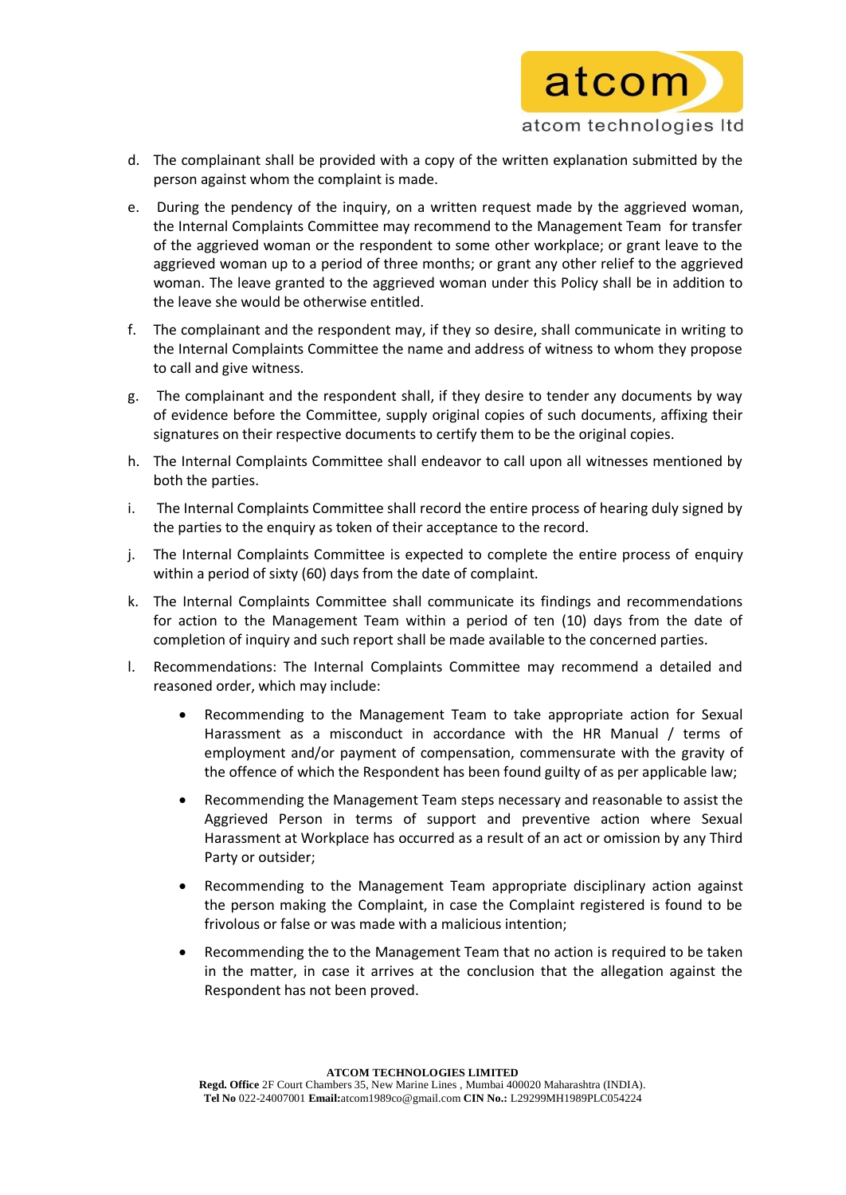d. The complainant shall be provided with a copy of the written explanation submitted by the person against whom the complaint is made.

e. During the pendency of the inquiry, on a written request made by the aggrieved woman, the Internal Complaints Committee may recommend to the Management Team for transfer of the aggrieved woman or the respondent to some other workplace; or grant leave to the aggrieved woman up to a period of three months; or grant any other relief to the aggrieved woman. The leave granted to the aggrieved woman under this Policy shall be in addition to the leave she would be otherwise entitled.

f. The complainant and the respondent may, if they so desire, shall communicate in writing to the Internal Complaints Committee the name and address of witness to whom they propose to call and give witness.

g. The complainant and the respondent shall, if they desire to tender any documents by way of evidence before the Committee, supply original copies of such documents, affixing their signatures on their respective documents to certify them to be the original copies.

h. The Internal Complaints Committee shall endeavor to call upon all witnesses mentioned by both the parties.

i. The Internal Complaints Committee shall record the entire process of hearing duly signed by the parties to the enquiry as token of their acceptance to the record.

j. The Internal Complaints Committee is expected to complete the entire process of enquiry within a period of sixty (60) days from the date of complaint.

k. The Internal Complaints Committee shall communicate its findings and recommendations for action to the Management Team within a period of ten (10) days from the date of completion of inquiry and such report shall be made available to the concerned parties.

l. Recommendations: The Internal Complaints Committee may recommend a detailed and reasoned order, which may include:

   - Recommending to the Management Team to take appropriate action for Sexual Harassment as a misconduct in accordance with the HR Manual / terms of employment and/or payment of compensation, commensurate with the gravity of the offence of which the Respondent has been found guilty of as per applicable law;

   - Recommending the Management Team steps necessary and reasonable to assist the Aggrieved Person in terms of support and preventive action where Sexual Harassment at Workplace has occurred as a result of an act or omission by any Third Party or outsider;

   - Recommending to the Management Team appropriate disciplinary action against the person making the Complaint, in case the Complaint registered is found to be frivolous or false or was made with a malicious intention;

   - Recommending the to the Management Team that no action is required to be taken in the matter, in case it arrives at the conclusion that the allegation against the Respondent has not been proved.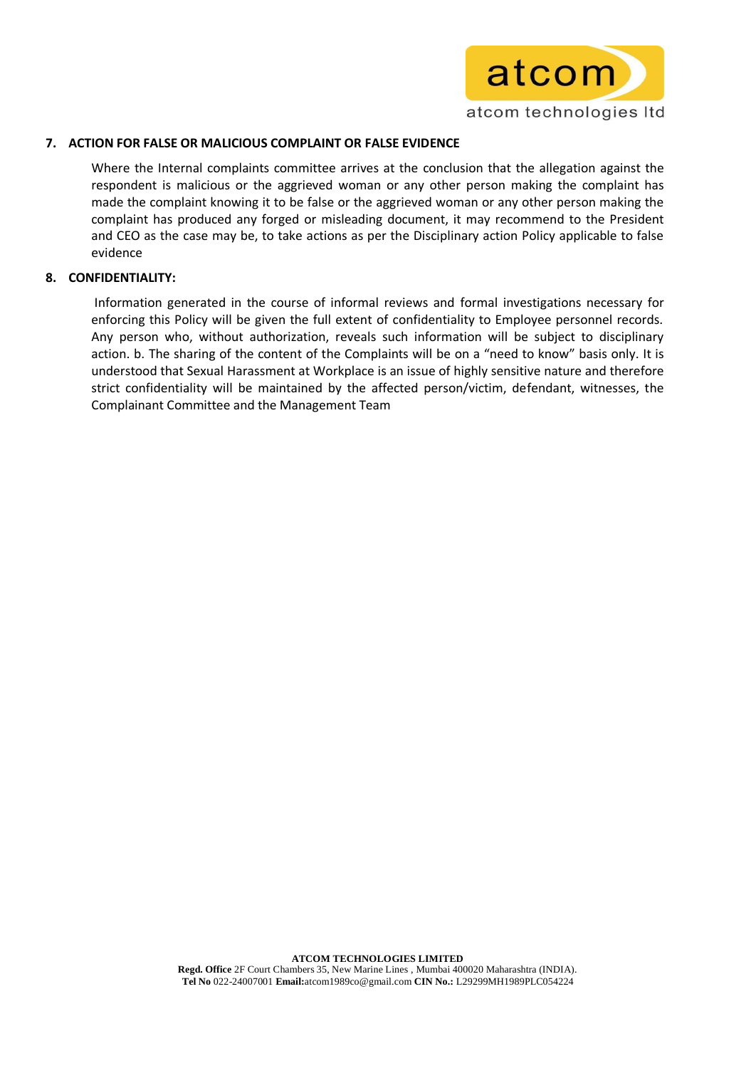**7. ACTION FOR FALSE OR MALICIOUS COMPLAINT OR FALSE EVIDENCE**

Where the Internal complaints committee arrives at the conclusion that the allegation against the respondent is malicious or the aggrieved woman or any other person making the complaint has made the complaint knowing it to be false or the aggrieved woman or any other person making the complaint has produced any forged or misleading document, it may recommend to the President and CEO as the case may be, to take actions as per the Disciplinary action Policy applicable to false evidence

**8. CONFIDENTIALITY:**

Information generated in the course of informal reviews and formal investigations necessary for enforcing this Policy will be given the full extent of confidentiality to Employee personnel records. Any person who, without authorization, reveals such information will be subject to disciplinary action. b. The sharing of the content of the Complaints will be on a "need to know" basis only. It is understood that Sexual Harassment at Workplace is an issue of highly sensitive nature and therefore strict confidentiality will be maintained by the affected person/victim, defendant, witnesses, the Complainant Committee and the Management Team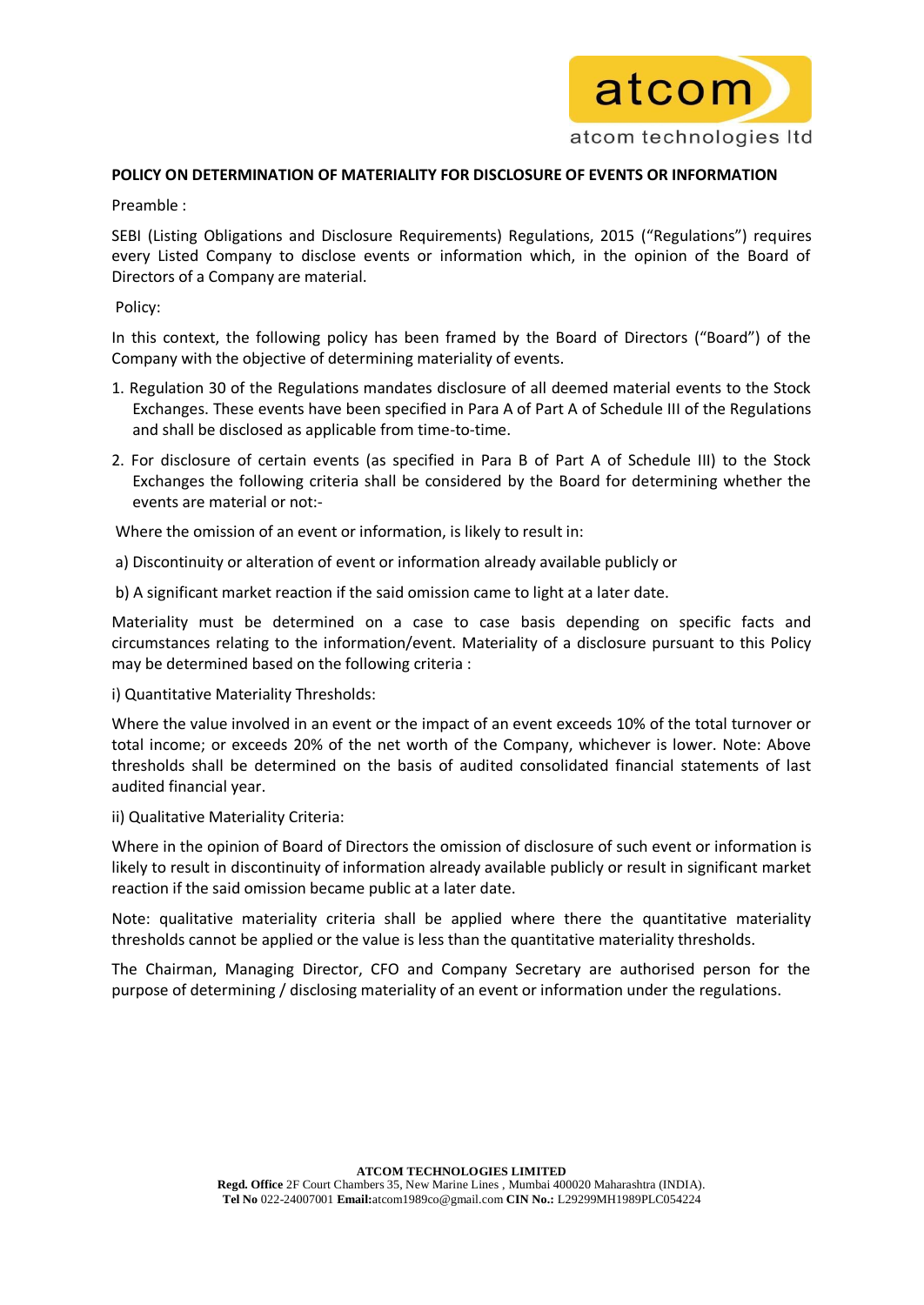# POLICY ON DETERMINATION OF MATERIALITY FOR DISCLOSURE OF EVENTS OR INFORMATION

Preamble :

SEBI (Listing Obligations and Disclosure Requirements) Regulations, 2015 ("Regulations") requires every Listed Company to disclose events or information which, in the opinion of the Board of Directors of a Company are material.

Policy:

In this context, the following policy has been framed by the Board of Directors ("Board") of the Company with the objective of determining materiality of events.

1. Regulation 30 of the Regulations mandates disclosure of all deemed material events to the Stock Exchanges. These events have been specified in Para A of Part A of Schedule III of the Regulations and shall be disclosed as applicable from time-to-time.
2. For disclosure of certain events (as specified in Para B of Part A of Schedule III) to the Stock Exchanges the following criteria shall be considered by the Board for determining whether the events are material or not:-

Where the omission of an event or information, is likely to result in:

a) Discontinuity or alteration of event or information already available publicly or

b) A significant market reaction if the said omission came to light at a later date.

Materiality must be determined on a case to case basis depending on specific facts and circumstances relating to the information/event. Materiality of a disclosure pursuant to this Policy may be determined based on the following criteria :

i) Quantitative Materiality Thresholds:

Where the value involved in an event or the impact of an event exceeds 10% of the total turnover or total income; or exceeds 20% of the net worth of the Company, whichever is lower. Note: Above thresholds shall be determined on the basis of audited consolidated financial statements of last audited financial year.

ii) Qualitative Materiality Criteria:

Where in the opinion of Board of Directors the omission of disclosure of such event or information is likely to result in discontinuity of information already available publicly or result in significant market reaction if the said omission became public at a later date.

Note: qualitative materiality criteria shall be applied where there the quantitative materiality thresholds cannot be applied or the value is less than the quantitative materiality thresholds.

The Chairman, Managing Director, CFO and Company Secretary are authorised person for the purpose of determining / disclosing materiality of an event or information under the regulations.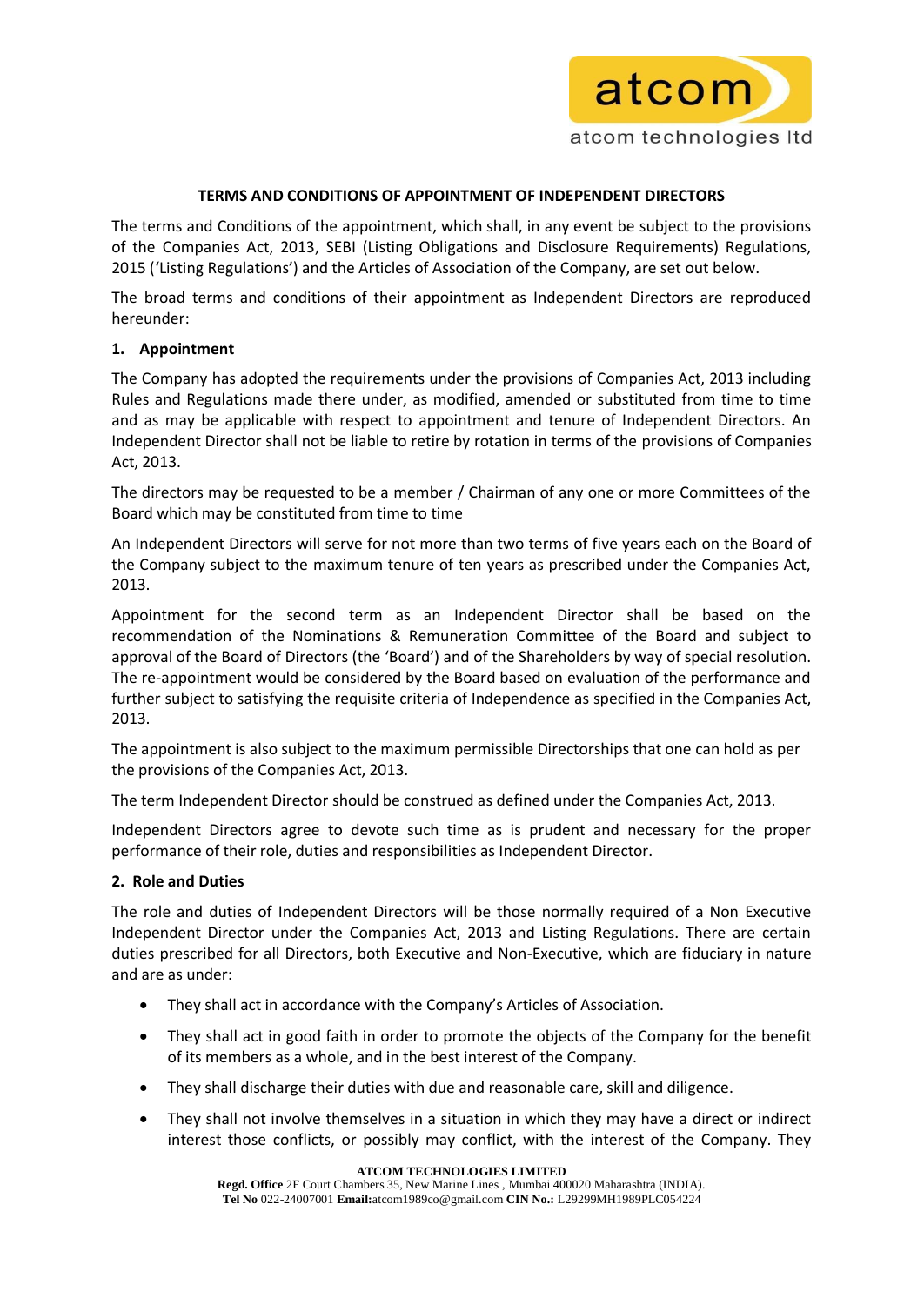## TERMS AND CONDITIONS OF APPOINTMENT OF INDEPENDENT DIRECTORS

The terms and Conditions of the appointment, which shall, in any event be subject to the provisions of the Companies Act, 2013, SEBI (Listing Obligations and Disclosure Requirements) Regulations, 2015 ('Listing Regulations') and the Articles of Association of the Company, are set out below.

The broad terms and conditions of their appointment as Independent Directors are reproduced hereunder:

### 1. Appointment

The Company has adopted the requirements under the provisions of Companies Act, 2013 including Rules and Regulations made there under, as modified, amended or substituted from time to time and as may be applicable with respect to appointment and tenure of Independent Directors. An Independent Director shall not be liable to retire by rotation in terms of the provisions of Companies Act, 2013.

The directors may be requested to be a member / Chairman of any one or more Committees of the Board which may be constituted from time to time

An Independent Directors will serve for not more than two terms of five years each on the Board of the Company subject to the maximum tenure of ten years as prescribed under the Companies Act, 2013.

Appointment for the second term as an Independent Director shall be based on the recommendation of the Nominations & Remuneration Committee of the Board and subject to approval of the Board of Directors (the 'Board') and of the Shareholders by way of special resolution. The re-appointment would be considered by the Board based on evaluation of the performance and further subject to satisfying the requisite criteria of Independence as specified in the Companies Act, 2013.

The appointment is also subject to the maximum permissible Directorships that one can hold as per the provisions of the Companies Act, 2013.

The term Independent Director should be construed as defined under the Companies Act, 2013.

Independent Directors agree to devote such time as is prudent and necessary for the proper performance of their role, duties and responsibilities as Independent Director.

### 2. Role and Duties

The role and duties of Independent Directors will be those normally required of a Non Executive Independent Director under the Companies Act, 2013 and Listing Regulations. There are certain duties prescribed for all Directors, both Executive and Non-Executive, which are fiduciary in nature and are as under:

- They shall act in accordance with the Company's Articles of Association.
- They shall act in good faith in order to promote the objects of the Company for the benefit of its members as a whole, and in the best interest of the Company.
- They shall discharge their duties with due and reasonable care, skill and diligence.
- They shall not involve themselves in a situation in which they may have a direct or indirect interest those conflicts, or possibly may conflict, with the interest of the Company. They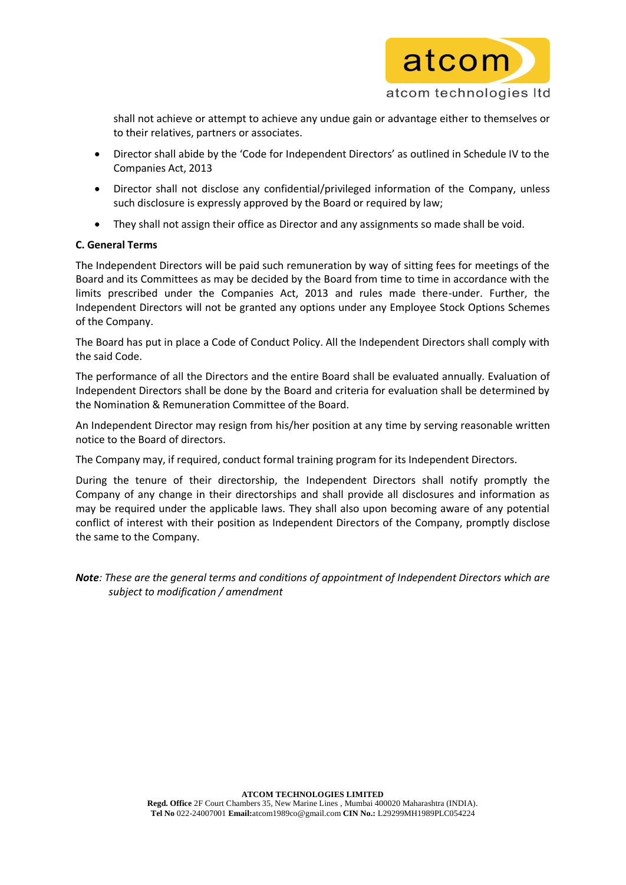shall not achieve or attempt to achieve any undue gain or advantage either to themselves or to their relatives, partners or associates.

- Director shall abide by the 'Code for Independent Directors' as outlined in Schedule IV to the Companies Act, 2013
- Director shall not disclose any confidential/privileged information of the Company, unless such disclosure is expressly approved by the Board or required by law;
- They shall not assign their office as Director and any assignments so made shall be void.

**C. General Terms**

The Independent Directors will be paid such remuneration by way of sitting fees for meetings of the Board and its Committees as may be decided by the Board from time to time in accordance with the limits prescribed under the Companies Act, 2013 and rules made there-under. Further, the Independent Directors will not be granted any options under any Employee Stock Options Schemes of the Company.

The Board has put in place a Code of Conduct Policy. All the Independent Directors shall comply with the said Code.

The performance of all the Directors and the entire Board shall be evaluated annually. Evaluation of Independent Directors shall be done by the Board and criteria for evaluation shall be determined by the Nomination & Remuneration Committee of the Board.

An Independent Director may resign from his/her position at any time by serving reasonable written notice to the Board of directors.

The Company may, if required, conduct formal training program for its Independent Directors.

During the tenure of their directorship, the Independent Directors shall notify promptly the Company of any change in their directorships and shall provide all disclosures and information as may be required under the applicable laws. They shall also upon becoming aware of any potential conflict of interest with their position as Independent Directors of the Company, promptly disclose the same to the Company.

***Note****: These are the general terms and conditions of appointment of Independent Directors which are subject to modification / amendment*